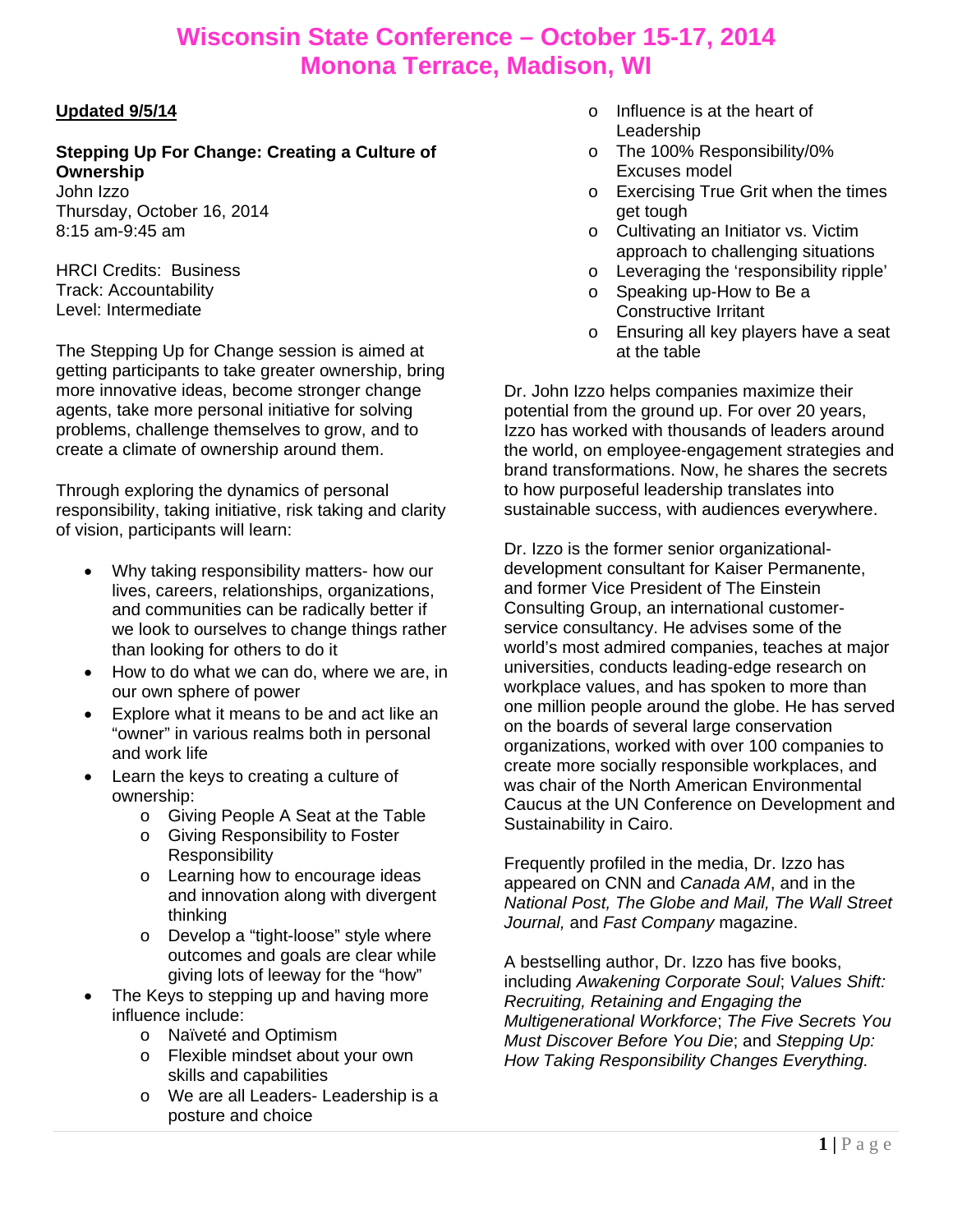# Wisconsin State Conference – October 15-17, 2014
# Monona Terrace, Madison, WI

**Updated 9/5/14**

**Stepping Up For Change: Creating a Culture of Ownership**
John Izzo
Thursday, October 16, 2014
8:15 am-9:45 am

HRCI Credits: Business
Track: Accountability
Level: Intermediate

The Stepping Up for Change session is aimed at getting participants to take greater ownership, bring more innovative ideas, become stronger change agents, take more personal initiative for solving problems, challenge themselves to grow, and to create a climate of ownership around them.

Through exploring the dynamics of personal responsibility, taking initiative, risk taking and clarity of vision, participants will learn:

- Why taking responsibility matters- how our lives, careers, relationships, organizations, and communities can be radically better if we look to ourselves to change things rather than looking for others to do it
- How to do what we can do, where we are, in our own sphere of power
- Explore what it means to be and act like an "owner" in various realms both in personal and work life
- Learn the keys to creating a culture of ownership:
  - Giving People A Seat at the Table
  - Giving Responsibility to Foster Responsibility
  - Learning how to encourage ideas and innovation along with divergent thinking
  - Develop a "tight-loose" style where outcomes and goals are clear while giving lots of leeway for the "how"
- The Keys to stepping up and having more influence include:
  - Naïveté and Optimism
  - Flexible mindset about your own skills and capabilities
  - We are all Leaders- Leadership is a posture and choice
  - Influence is at the heart of Leadership
  - The 100% Responsibility/0% Excuses model
  - Exercising True Grit when the times get tough
  - Cultivating an Initiator vs. Victim approach to challenging situations
  - Leveraging the 'responsibility ripple'
  - Speaking up-How to Be a Constructive Irritant
  - Ensuring all key players have a seat at the table

Dr. John Izzo helps companies maximize their potential from the ground up. For over 20 years, Izzo has worked with thousands of leaders around the world, on employee-engagement strategies and brand transformations. Now, he shares the secrets to how purposeful leadership translates into sustainable success, with audiences everywhere.

Dr. Izzo is the former senior organizational-development consultant for Kaiser Permanente, and former Vice President of The Einstein Consulting Group, an international customer-service consultancy. He advises some of the world's most admired companies, teaches at major universities, conducts leading-edge research on workplace values, and has spoken to more than one million people around the globe. He has served on the boards of several large conservation organizations, worked with over 100 companies to create more socially responsible workplaces, and was chair of the North American Environmental Caucus at the UN Conference on Development and Sustainability in Cairo.

Frequently profiled in the media, Dr. Izzo has appeared on CNN and *Canada AM*, and in the *National Post, The Globe and Mail, The Wall Street Journal,* and *Fast Company* magazine.

A bestselling author, Dr. Izzo has five books, including *Awakening Corporate Soul*; *Values Shift: Recruiting, Retaining and Engaging the Multigenerational Workforce*; *The Five Secrets You Must Discover Before You Die*; and *Stepping Up: How Taking Responsibility Changes Everything.*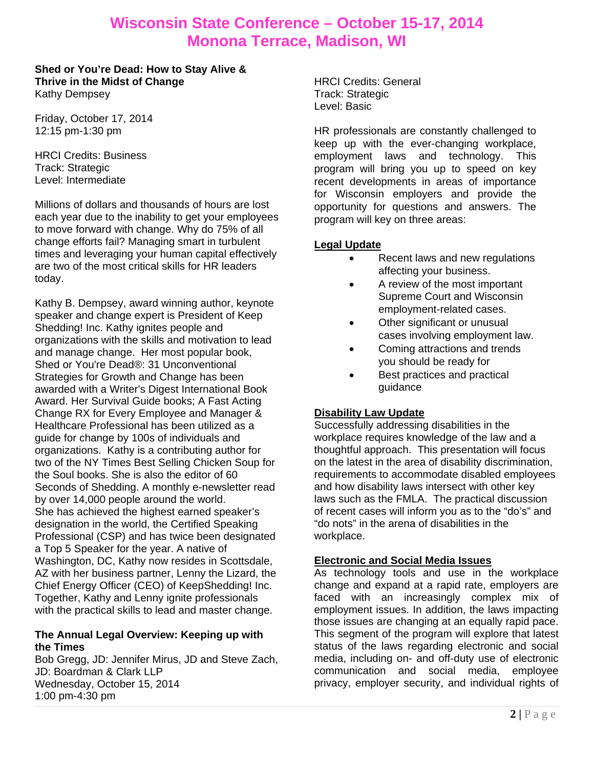# Wisconsin State Conference – October 15-17, 2014
# Monona Terrace, Madison, WI

**Shed or You're Dead: How to Stay Alive & Thrive in the Midst of Change**
Kathy Dempsey

Friday, October 17, 2014
12:15 pm-1:30 pm

HRCI Credits: Business
Track: Strategic
Level: Intermediate

Millions of dollars and thousands of hours are lost each year due to the inability to get your employees to move forward with change. Why do 75% of all change efforts fail? Managing smart in turbulent times and leveraging your human capital effectively are two of the most critical skills for HR leaders today.

Kathy B. Dempsey, award winning author, keynote speaker and change expert is President of Keep Shedding! Inc. Kathy ignites people and organizations with the skills and motivation to lead and manage change. Her most popular book, Shed or You're Dead®: 31 Unconventional Strategies for Growth and Change has been awarded with a Writer's Digest International Book Award. Her Survival Guide books; A Fast Acting Change RX for Every Employee and Manager & Healthcare Professional has been utilized as a guide for change by 100s of individuals and organizations. Kathy is a contributing author for two of the NY Times Best Selling Chicken Soup for the Soul books. She is also the editor of 60 Seconds of Shedding. A monthly e-newsletter read by over 14,000 people around the world.
She has achieved the highest earned speaker's designation in the world, the Certified Speaking Professional (CSP) and has twice been designated a Top 5 Speaker for the year. A native of Washington, DC, Kathy now resides in Scottsdale, AZ with her business partner, Lenny the Lizard, the Chief Energy Officer (CEO) of KeepShedding! Inc. Together, Kathy and Lenny ignite professionals with the practical skills to lead and master change.

**The Annual Legal Overview: Keeping up with the Times**
Bob Gregg, JD: Jennifer Mirus, JD and Steve Zach, JD: Boardman & Clark LLP
Wednesday, October 15, 2014
1:00 pm-4:30 pm

HRCI Credits: General
Track: Strategic
Level: Basic

HR professionals are constantly challenged to keep up with the ever-changing workplace, employment laws and technology. This program will bring you up to speed on key recent developments in areas of importance for Wisconsin employers and provide the opportunity for questions and answers. The program will key on three areas:

**<u>Legal Update</u>**

- Recent laws and new regulations affecting your business.
- A review of the most important Supreme Court and Wisconsin employment-related cases.
- Other significant or unusual cases involving employment law.
- Coming attractions and trends you should be ready for
- Best practices and practical guidance

**<u>Disability Law Update</u>**
Successfully addressing disabilities in the workplace requires knowledge of the law and a thoughtful approach. This presentation will focus on the latest in the area of disability discrimination, requirements to accommodate disabled employees and how disability laws intersect with other key laws such as the FMLA. The practical discussion of recent cases will inform you as to the "do's" and "do nots" in the arena of disabilities in the workplace.

**<u>Electronic and Social Media Issues</u>**
As technology tools and use in the workplace change and expand at a rapid rate, employers are faced with an increasingly complex mix of employment issues. In addition, the laws impacting those issues are changing at an equally rapid pace. This segment of the program will explore that latest status of the laws regarding electronic and social media, including on- and off-duty use of electronic communication and social media, employee privacy, employer security, and individual rights of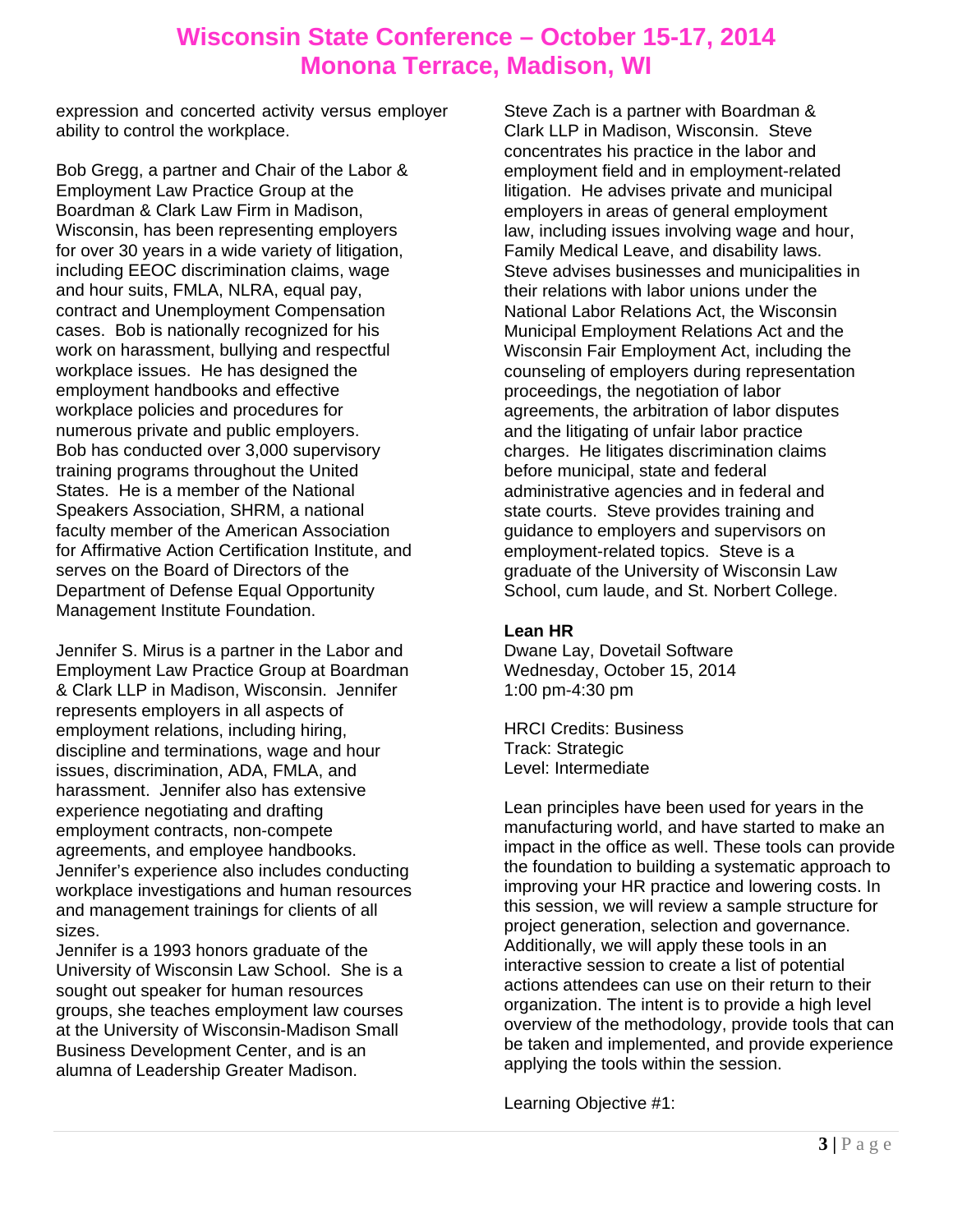expression and concerted activity versus employer ability to control the workplace.

Bob Gregg, a partner and Chair of the Labor & Employment Law Practice Group at the Boardman & Clark Law Firm in Madison, Wisconsin, has been representing employers for over 30 years in a wide variety of litigation, including EEOC discrimination claims, wage and hour suits, FMLA, NLRA, equal pay, contract and Unemployment Compensation cases. Bob is nationally recognized for his work on harassment, bullying and respectful workplace issues. He has designed the employment handbooks and effective workplace policies and procedures for numerous private and public employers. Bob has conducted over 3,000 supervisory training programs throughout the United States. He is a member of the National Speakers Association, SHRM, a national faculty member of the American Association for Affirmative Action Certification Institute, and serves on the Board of Directors of the Department of Defense Equal Opportunity Management Institute Foundation.

Jennifer S. Mirus is a partner in the Labor and Employment Law Practice Group at Boardman & Clark LLP in Madison, Wisconsin. Jennifer represents employers in all aspects of employment relations, including hiring, discipline and terminations, wage and hour issues, discrimination, ADA, FMLA, and harassment. Jennifer also has extensive experience negotiating and drafting employment contracts, non-compete agreements, and employee handbooks. Jennifer's experience also includes conducting workplace investigations and human resources and management trainings for clients of all sizes.
Jennifer is a 1993 honors graduate of the University of Wisconsin Law School. She is a sought out speaker for human resources groups, she teaches employment law courses at the University of Wisconsin-Madison Small Business Development Center, and is an alumna of Leadership Greater Madison.

Steve Zach is a partner with Boardman & Clark LLP in Madison, Wisconsin. Steve concentrates his practice in the labor and employment field and in employment-related litigation. He advises private and municipal employers in areas of general employment law, including issues involving wage and hour, Family Medical Leave, and disability laws. Steve advises businesses and municipalities in their relations with labor unions under the National Labor Relations Act, the Wisconsin Municipal Employment Relations Act and the Wisconsin Fair Employment Act, including the counseling of employers during representation proceedings, the negotiation of labor agreements, the arbitration of labor disputes and the litigating of unfair labor practice charges. He litigates discrimination claims before municipal, state and federal administrative agencies and in federal and state courts. Steve provides training and guidance to employers and supervisors on employment-related topics. Steve is a graduate of the University of Wisconsin Law School, cum laude, and St. Norbert College.

**Lean HR**
Dwane Lay, Dovetail Software
Wednesday, October 15, 2014
1:00 pm-4:30 pm

HRCI Credits: Business
Track: Strategic
Level: Intermediate

Lean principles have been used for years in the manufacturing world, and have started to make an impact in the office as well. These tools can provide the foundation to building a systematic approach to improving your HR practice and lowering costs. In this session, we will review a sample structure for project generation, selection and governance. Additionally, we will apply these tools in an interactive session to create a list of potential actions attendees can use on their return to their organization. The intent is to provide a high level overview of the methodology, provide tools that can be taken and implemented, and provide experience applying the tools within the session.

Learning Objective #1: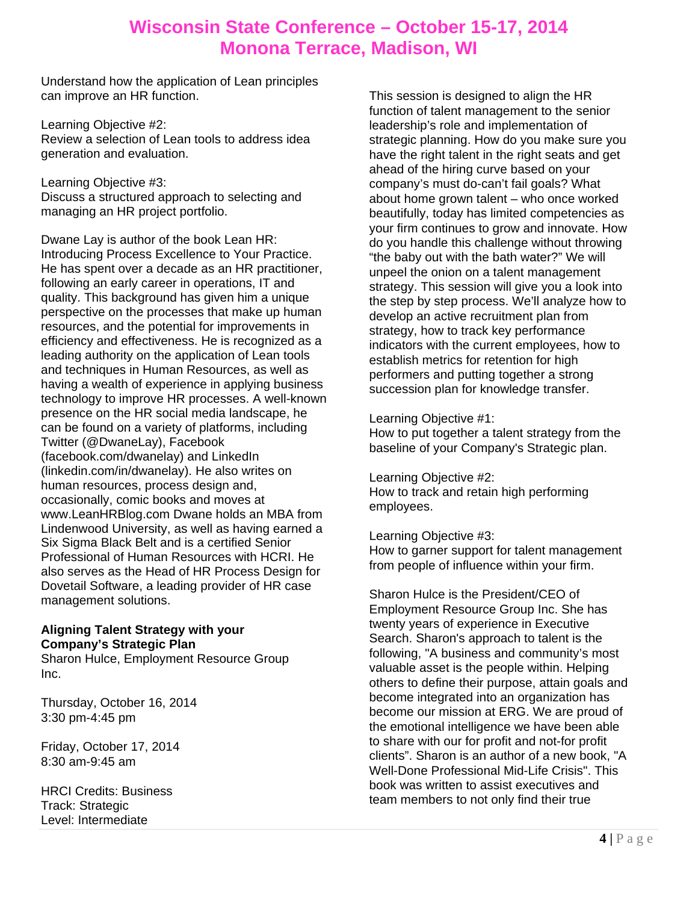Understand how the application of Lean principles can improve an HR function.

Learning Objective #2:
Review a selection of Lean tools to address idea generation and evaluation.

Learning Objective #3:
Discuss a structured approach to selecting and managing an HR project portfolio.

Dwane Lay is author of the book Lean HR: Introducing Process Excellence to Your Practice. He has spent over a decade as an HR practitioner, following an early career in operations, IT and quality. This background has given him a unique perspective on the processes that make up human resources, and the potential for improvements in efficiency and effectiveness. He is recognized as a leading authority on the application of Lean tools and techniques in Human Resources, as well as having a wealth of experience in applying business technology to improve HR processes. A well-known presence on the HR social media landscape, he can be found on a variety of platforms, including Twitter (@DwaneLay), Facebook (facebook.com/dwanelay) and LinkedIn (linkedin.com/in/dwanelay). He also writes on human resources, process design and, occasionally, comic books and moves at www.LeanHRBlog.com Dwane holds an MBA from Lindenwood University, as well as having earned a Six Sigma Black Belt and is a certified Senior Professional of Human Resources with HCRI. He also serves as the Head of HR Process Design for Dovetail Software, a leading provider of HR case management solutions.

**Aligning Talent Strategy with your Company's Strategic Plan**
Sharon Hulce, Employment Resource Group Inc.

Thursday, October 16, 2014
3:30 pm-4:45 pm

Friday, October 17, 2014
8:30 am-9:45 am

HRCI Credits: Business
Track: Strategic
Level: Intermediate

This session is designed to align the HR function of talent management to the senior leadership's role and implementation of strategic planning. How do you make sure you have the right talent in the right seats and get ahead of the hiring curve based on your company's must do-can't fail goals? What about home grown talent – who once worked beautifully, today has limited competencies as your firm continues to grow and innovate. How do you handle this challenge without throwing "the baby out with the bath water?" We will unpeel the onion on a talent management strategy. This session will give you a look into the step by step process. We'll analyze how to develop an active recruitment plan from strategy, how to track key performance indicators with the current employees, how to establish metrics for retention for high performers and putting together a strong succession plan for knowledge transfer.

Learning Objective #1:
How to put together a talent strategy from the baseline of your Company's Strategic plan.

Learning Objective #2:
How to track and retain high performing employees.

Learning Objective #3:
How to garner support for talent management from people of influence within your firm.

Sharon Hulce is the President/CEO of Employment Resource Group Inc. She has twenty years of experience in Executive Search. Sharon's approach to talent is the following, "A business and community's most valuable asset is the people within. Helping others to define their purpose, attain goals and become integrated into an organization has become our mission at ERG. We are proud of the emotional intelligence we have been able to share with our for profit and not-for profit clients". Sharon is an author of a new book, "A Well-Done Professional Mid-Life Crisis". This book was written to assist executives and team members to not only find their true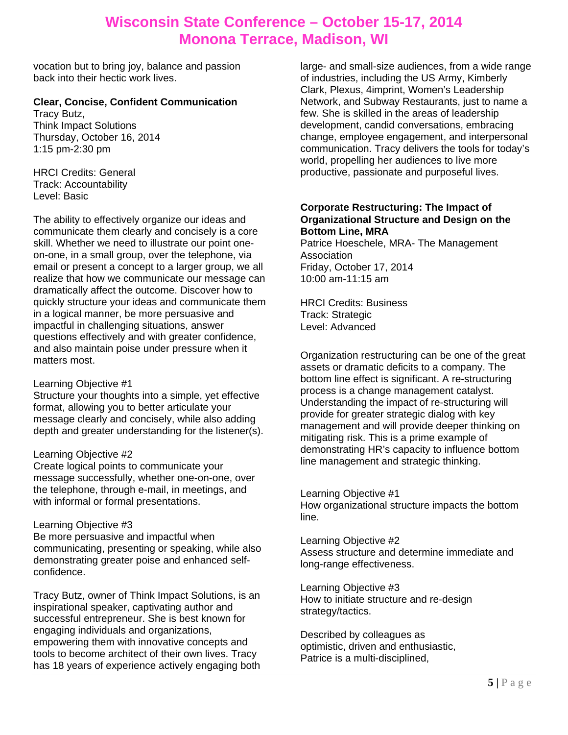vocation but to bring joy, balance and passion back into their hectic work lives.

**Clear, Concise, Confident Communication**
Tracy Butz,
Think Impact Solutions
Thursday, October 16, 2014
1:15 pm-2:30 pm

HRCI Credits: General
Track: Accountability
Level: Basic

The ability to effectively organize our ideas and communicate them clearly and concisely is a core skill. Whether we need to illustrate our point one-on-one, in a small group, over the telephone, via email or present a concept to a larger group, we all realize that how we communicate our message can dramatically affect the outcome. Discover how to quickly structure your ideas and communicate them in a logical manner, be more persuasive and impactful in challenging situations, answer questions effectively and with greater confidence, and also maintain poise under pressure when it matters most.

Learning Objective #1
Structure your thoughts into a simple, yet effective format, allowing you to better articulate your message clearly and concisely, while also adding depth and greater understanding for the listener(s).

Learning Objective #2
Create logical points to communicate your message successfully, whether one-on-one, over the telephone, through e-mail, in meetings, and with informal or formal presentations.

Learning Objective #3
Be more persuasive and impactful when communicating, presenting or speaking, while also demonstrating greater poise and enhanced self-confidence.

Tracy Butz, owner of Think Impact Solutions, is an inspirational speaker, captivating author and successful entrepreneur. She is best known for engaging individuals and organizations, empowering them with innovative concepts and tools to become architect of their own lives. Tracy has 18 years of experience actively engaging both large- and small-size audiences, from a wide range of industries, including the US Army, Kimberly Clark, Plexus, 4imprint, Women's Leadership Network, and Subway Restaurants, just to name a few. She is skilled in the areas of leadership development, candid conversations, embracing change, employee engagement, and interpersonal communication. Tracy delivers the tools for today's world, propelling her audiences to live more productive, passionate and purposeful lives.

**Corporate Restructuring: The Impact of Organizational Structure and Design on the Bottom Line, MRA**
Patrice Hoeschele, MRA- The Management Association
Friday, October 17, 2014
10:00 am-11:15 am

HRCI Credits: Business
Track: Strategic
Level: Advanced

Organization restructuring can be one of the great assets or dramatic deficits to a company. The bottom line effect is significant. A re-structuring process is a change management catalyst. Understanding the impact of re-structuring will provide for greater strategic dialog with key management and will provide deeper thinking on mitigating risk. This is a prime example of demonstrating HR's capacity to influence bottom line management and strategic thinking.

Learning Objective #1
How organizational structure impacts the bottom line.

Learning Objective #2
Assess structure and determine immediate and long-range effectiveness.

Learning Objective #3
How to initiate structure and re-design strategy/tactics.

Described by colleagues as optimistic, driven and enthusiastic, Patrice is a multi-disciplined,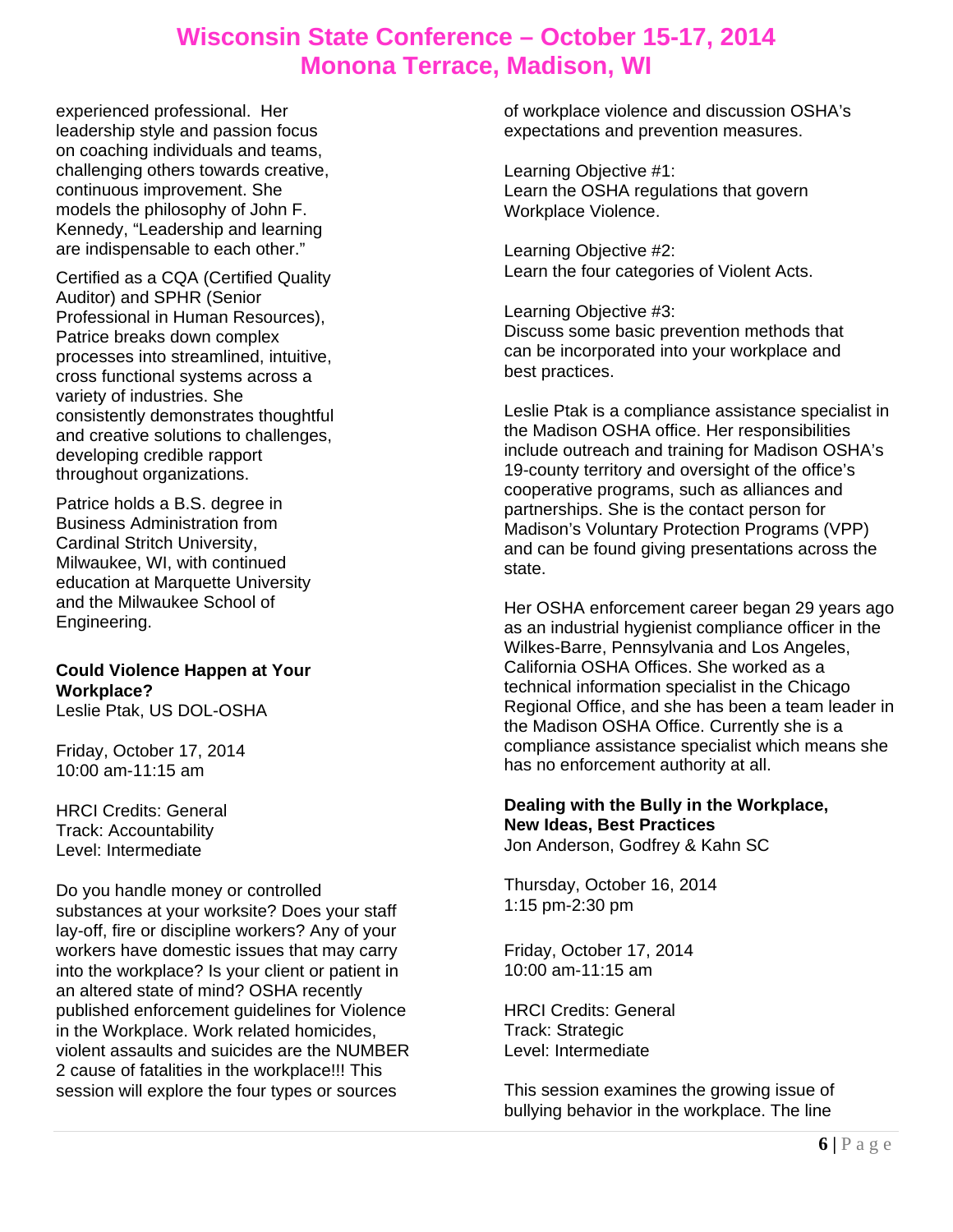experienced professional. Her leadership style and passion focus on coaching individuals and teams, challenging others towards creative, continuous improvement. She models the philosophy of John F. Kennedy, "Leadership and learning are indispensable to each other."

Certified as a CQA (Certified Quality Auditor) and SPHR (Senior Professional in Human Resources), Patrice breaks down complex processes into streamlined, intuitive, cross functional systems across a variety of industries. She consistently demonstrates thoughtful and creative solutions to challenges, developing credible rapport throughout organizations.

Patrice holds a B.S. degree in Business Administration from Cardinal Stritch University, Milwaukee, WI, with continued education at Marquette University and the Milwaukee School of Engineering.

**Could Violence Happen at Your Workplace?**
Leslie Ptak, US DOL-OSHA

Friday, October 17, 2014
10:00 am-11:15 am

HRCI Credits: General
Track: Accountability
Level: Intermediate

Do you handle money or controlled substances at your worksite? Does your staff lay-off, fire or discipline workers? Any of your workers have domestic issues that may carry into the workplace? Is your client or patient in an altered state of mind? OSHA recently published enforcement guidelines for Violence in the Workplace. Work related homicides, violent assaults and suicides are the NUMBER 2 cause of fatalities in the workplace!!! This session will explore the four types or sources of workplace violence and discussion OSHA's expectations and prevention measures.

Learning Objective #1:
Learn the OSHA regulations that govern Workplace Violence.

Learning Objective #2:
Learn the four categories of Violent Acts.

Learning Objective #3:
Discuss some basic prevention methods that can be incorporated into your workplace and best practices.

Leslie Ptak is a compliance assistance specialist in the Madison OSHA office. Her responsibilities include outreach and training for Madison OSHA's 19-county territory and oversight of the office's cooperative programs, such as alliances and partnerships. She is the contact person for Madison's Voluntary Protection Programs (VPP) and can be found giving presentations across the state.

Her OSHA enforcement career began 29 years ago as an industrial hygienist compliance officer in the Wilkes-Barre, Pennsylvania and Los Angeles, California OSHA Offices. She worked as a technical information specialist in the Chicago Regional Office, and she has been a team leader in the Madison OSHA Office. Currently she is a compliance assistance specialist which means she has no enforcement authority at all.

**Dealing with the Bully in the Workplace, New Ideas, Best Practices**
Jon Anderson, Godfrey & Kahn SC

Thursday, October 16, 2014
1:15 pm-2:30 pm

Friday, October 17, 2014
10:00 am-11:15 am

HRCI Credits: General
Track: Strategic
Level: Intermediate

This session examines the growing issue of bullying behavior in the workplace. The line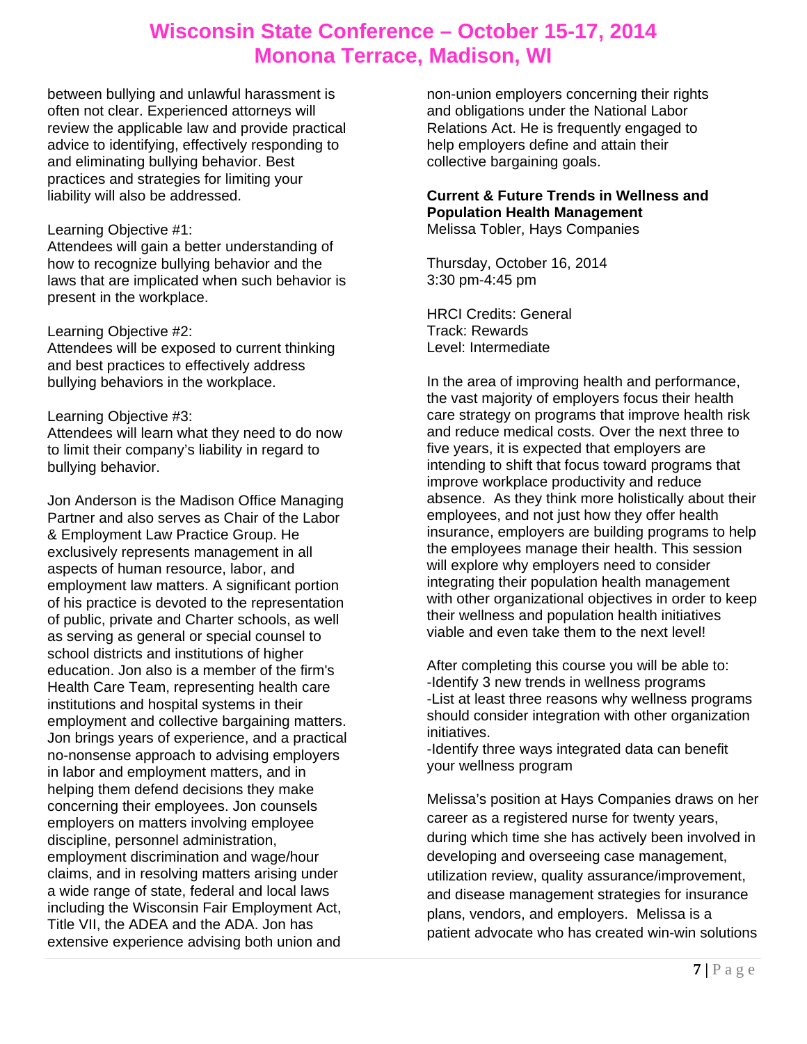between bullying and unlawful harassment is often not clear. Experienced attorneys will review the applicable law and provide practical advice to identifying, effectively responding to and eliminating bullying behavior. Best practices and strategies for limiting your liability will also be addressed.

Learning Objective #1:
Attendees will gain a better understanding of how to recognize bullying behavior and the laws that are implicated when such behavior is present in the workplace.

Learning Objective #2:
Attendees will be exposed to current thinking and best practices to effectively address bullying behaviors in the workplace.

Learning Objective #3:
Attendees will learn what they need to do now to limit their company's liability in regard to bullying behavior.

Jon Anderson is the Madison Office Managing Partner and also serves as Chair of the Labor & Employment Law Practice Group. He exclusively represents management in all aspects of human resource, labor, and employment law matters. A significant portion of his practice is devoted to the representation of public, private and Charter schools, as well as serving as general or special counsel to school districts and institutions of higher education. Jon also is a member of the firm's Health Care Team, representing health care institutions and hospital systems in their employment and collective bargaining matters. Jon brings years of experience, and a practical no-nonsense approach to advising employers in labor and employment matters, and in helping them defend decisions they make concerning their employees. Jon counsels employers on matters involving employee discipline, personnel administration, employment discrimination and wage/hour claims, and in resolving matters arising under a wide range of state, federal and local laws including the Wisconsin Fair Employment Act, Title VII, the ADEA and the ADA. Jon has extensive experience advising both union and non-union employers concerning their rights and obligations under the National Labor Relations Act. He is frequently engaged to help employers define and attain their collective bargaining goals.

**Current & Future Trends in Wellness and Population Health Management**
Melissa Tobler, Hays Companies

Thursday, October 16, 2014
3:30 pm-4:45 pm

HRCI Credits: General
Track: Rewards
Level: Intermediate

In the area of improving health and performance, the vast majority of employers focus their health care strategy on programs that improve health risk and reduce medical costs. Over the next three to five years, it is expected that employers are intending to shift that focus toward programs that improve workplace productivity and reduce absence. As they think more holistically about their employees, and not just how they offer health insurance, employers are building programs to help the employees manage their health. This session will explore why employers need to consider integrating their population health management with other organizational objectives in order to keep their wellness and population health initiatives viable and even take them to the next level!

After completing this course you will be able to:
-Identify 3 new trends in wellness programs
-List at least three reasons why wellness programs should consider integration with other organization initiatives.
-Identify three ways integrated data can benefit your wellness program

Melissa's position at Hays Companies draws on her career as a registered nurse for twenty years, during which time she has actively been involved in developing and overseeing case management, utilization review, quality assurance/improvement, and disease management strategies for insurance plans, vendors, and employers. Melissa is a patient advocate who has created win-win solutions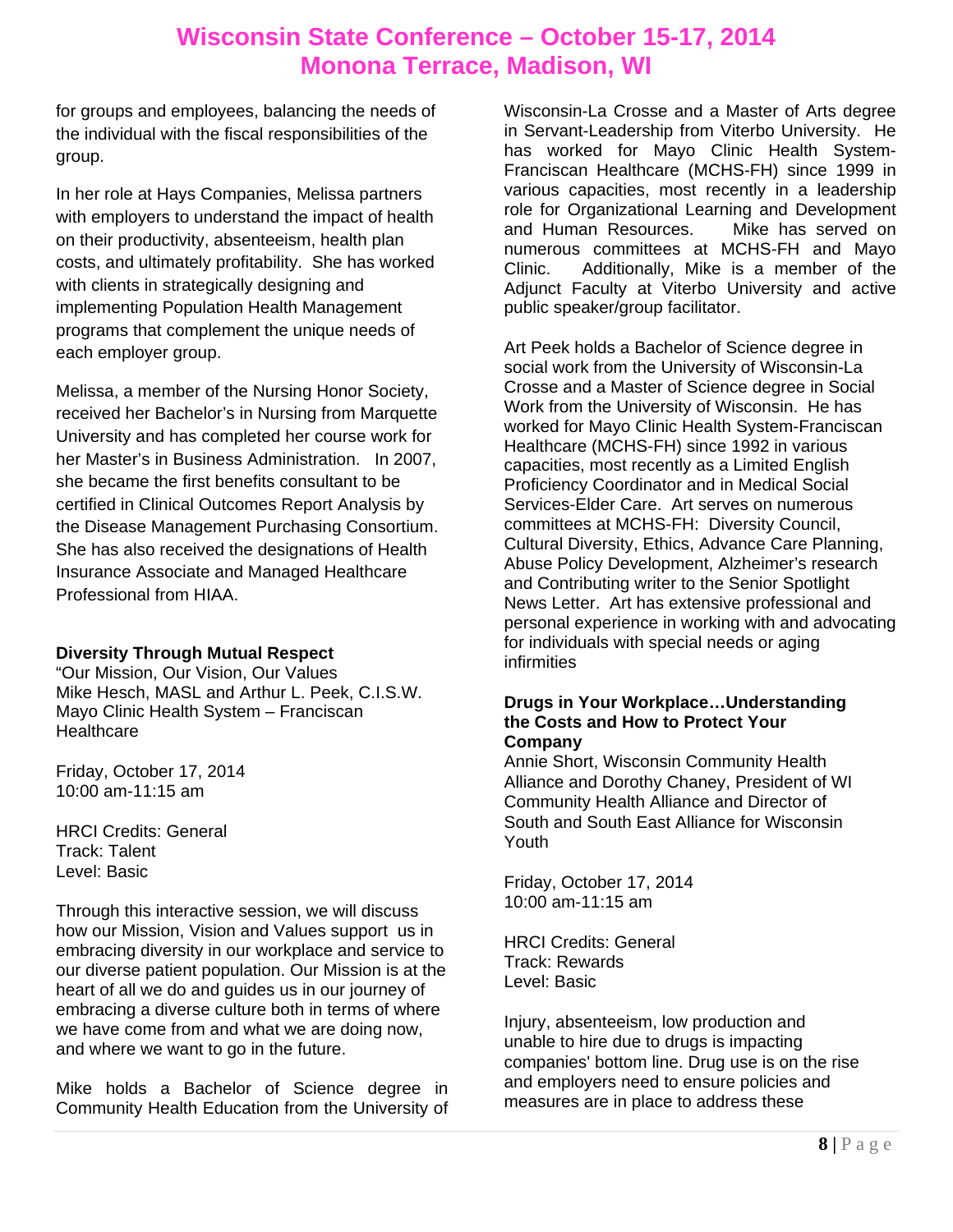for groups and employees, balancing the needs of the individual with the fiscal responsibilities of the group.

In her role at Hays Companies, Melissa partners with employers to understand the impact of health on their productivity, absenteeism, health plan costs, and ultimately profitability. She has worked with clients in strategically designing and implementing Population Health Management programs that complement the unique needs of each employer group.

Melissa, a member of the Nursing Honor Society, received her Bachelor's in Nursing from Marquette University and has completed her course work for her Master's in Business Administration. In 2007, she became the first benefits consultant to be certified in Clinical Outcomes Report Analysis by the Disease Management Purchasing Consortium. She has also received the designations of Health Insurance Associate and Managed Healthcare Professional from HIAA.

**Diversity Through Mutual Respect**
"Our Mission, Our Vision, Our Values
Mike Hesch, MASL and Arthur L. Peek, C.I.S.W.
Mayo Clinic Health System – Franciscan Healthcare

Friday, October 17, 2014
10:00 am-11:15 am

HRCI Credits: General
Track: Talent
Level: Basic

Through this interactive session, we will discuss how our Mission, Vision and Values support us in embracing diversity in our workplace and service to our diverse patient population. Our Mission is at the heart of all we do and guides us in our journey of embracing a diverse culture both in terms of where we have come from and what we are doing now, and where we want to go in the future.

Mike holds a Bachelor of Science degree in Community Health Education from the University of Wisconsin-La Crosse and a Master of Arts degree in Servant-Leadership from Viterbo University. He has worked for Mayo Clinic Health System-Franciscan Healthcare (MCHS-FH) since 1999 in various capacities, most recently in a leadership role for Organizational Learning and Development and Human Resources. Mike has served on numerous committees at MCHS-FH and Mayo Clinic. Additionally, Mike is a member of the Adjunct Faculty at Viterbo University and active public speaker/group facilitator.

Art Peek holds a Bachelor of Science degree in social work from the University of Wisconsin-La Crosse and a Master of Science degree in Social Work from the University of Wisconsin. He has worked for Mayo Clinic Health System-Franciscan Healthcare (MCHS-FH) since 1992 in various capacities, most recently as a Limited English Proficiency Coordinator and in Medical Social Services-Elder Care. Art serves on numerous committees at MCHS-FH: Diversity Council, Cultural Diversity, Ethics, Advance Care Planning, Abuse Policy Development, Alzheimer's research and Contributing writer to the Senior Spotlight News Letter. Art has extensive professional and personal experience in working with and advocating for individuals with special needs or aging infirmities

**Drugs in Your Workplace…Understanding the Costs and How to Protect Your Company**
Annie Short, Wisconsin Community Health Alliance and Dorothy Chaney, President of WI Community Health Alliance and Director of South and South East Alliance for Wisconsin Youth

Friday, October 17, 2014
10:00 am-11:15 am

HRCI Credits: General
Track: Rewards
Level: Basic

Injury, absenteeism, low production and unable to hire due to drugs is impacting companies' bottom line. Drug use is on the rise and employers need to ensure policies and measures are in place to address these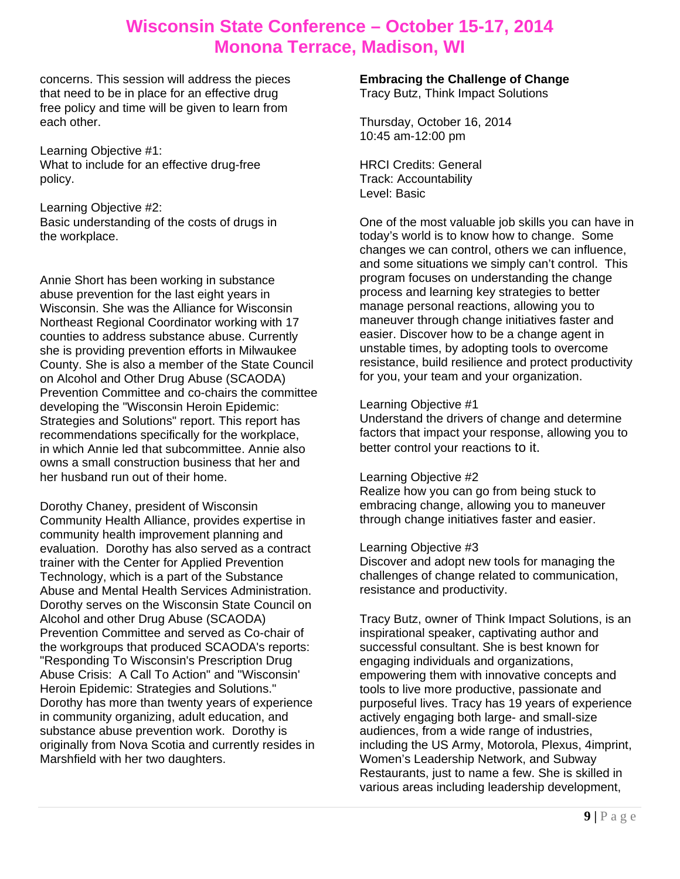concerns. This session will address the pieces that need to be in place for an effective drug free policy and time will be given to learn from each other.

Learning Objective #1:
What to include for an effective drug-free policy.

Learning Objective #2:
Basic understanding of the costs of drugs in the workplace.

Annie Short has been working in substance abuse prevention for the last eight years in Wisconsin. She was the Alliance for Wisconsin Northeast Regional Coordinator working with 17 counties to address substance abuse. Currently she is providing prevention efforts in Milwaukee County. She is also a member of the State Council on Alcohol and Other Drug Abuse (SCAODA) Prevention Committee and co-chairs the committee developing the "Wisconsin Heroin Epidemic: Strategies and Solutions" report. This report has recommendations specifically for the workplace, in which Annie led that subcommittee. Annie also owns a small construction business that her and her husband run out of their home.

Dorothy Chaney, president of Wisconsin Community Health Alliance, provides expertise in community health improvement planning and evaluation. Dorothy has also served as a contract trainer with the Center for Applied Prevention Technology, which is a part of the Substance Abuse and Mental Health Services Administration. Dorothy serves on the Wisconsin State Council on Alcohol and other Drug Abuse (SCAODA) Prevention Committee and served as Co-chair of the workgroups that produced SCAODA's reports: "Responding To Wisconsin's Prescription Drug Abuse Crisis: A Call To Action" and "Wisconsin' Heroin Epidemic: Strategies and Solutions." Dorothy has more than twenty years of experience in community organizing, adult education, and substance abuse prevention work. Dorothy is originally from Nova Scotia and currently resides in Marshfield with her two daughters.

**Embracing the Challenge of Change**
Tracy Butz, Think Impact Solutions

Thursday, October 16, 2014
10:45 am-12:00 pm

HRCI Credits: General
Track: Accountability
Level: Basic

One of the most valuable job skills you can have in today's world is to know how to change. Some changes we can control, others we can influence, and some situations we simply can't control. This program focuses on understanding the change process and learning key strategies to better manage personal reactions, allowing you to maneuver through change initiatives faster and easier. Discover how to be a change agent in unstable times, by adopting tools to overcome resistance, build resilience and protect productivity for you, your team and your organization.

Learning Objective #1
Understand the drivers of change and determine factors that impact your response, allowing you to better control your reactions to it.

Learning Objective #2
Realize how you can go from being stuck to embracing change, allowing you to maneuver through change initiatives faster and easier.

Learning Objective #3
Discover and adopt new tools for managing the challenges of change related to communication, resistance and productivity.

Tracy Butz, owner of Think Impact Solutions, is an inspirational speaker, captivating author and successful consultant. She is best known for engaging individuals and organizations, empowering them with innovative concepts and tools to live more productive, passionate and purposeful lives. Tracy has 19 years of experience actively engaging both large- and small-size audiences, from a wide range of industries, including the US Army, Motorola, Plexus, 4imprint, Women's Leadership Network, and Subway Restaurants, just to name a few. She is skilled in various areas including leadership development,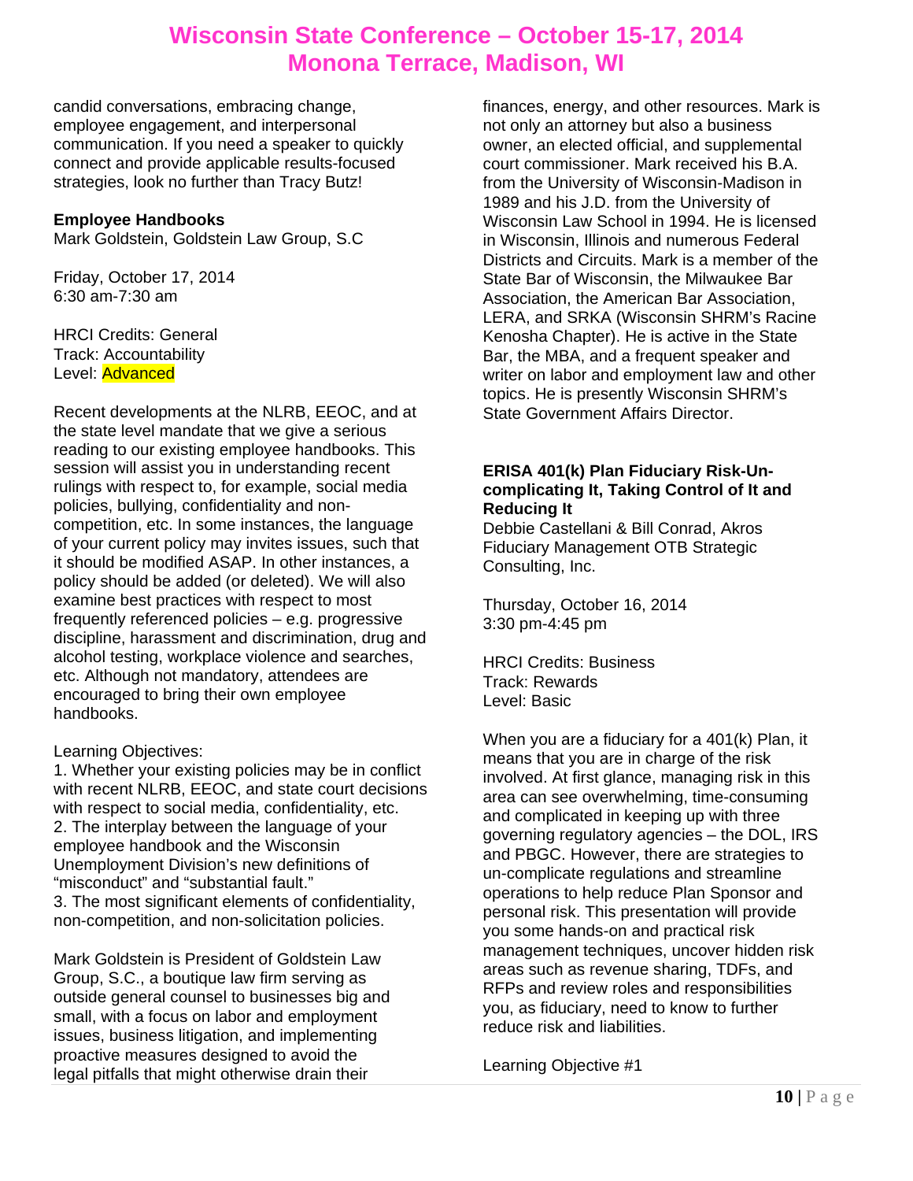candid conversations, embracing change, employee engagement, and interpersonal communication. If you need a speaker to quickly connect and provide applicable results-focused strategies, look no further than Tracy Butz!

**Employee Handbooks**
Mark Goldstein, Goldstein Law Group, S.C

Friday, October 17, 2014
6:30 am-7:30 am

HRCI Credits: General
Track: Accountability
Level: Advanced

Recent developments at the NLRB, EEOC, and at the state level mandate that we give a serious reading to our existing employee handbooks. This session will assist you in understanding recent rulings with respect to, for example, social media policies, bullying, confidentiality and non-competition, etc. In some instances, the language of your current policy may invites issues, such that it should be modified ASAP. In other instances, a policy should be added (or deleted). We will also examine best practices with respect to most frequently referenced policies – e.g. progressive discipline, harassment and discrimination, drug and alcohol testing, workplace violence and searches, etc. Although not mandatory, attendees are encouraged to bring their own employee handbooks.

Learning Objectives:
1. Whether your existing policies may be in conflict with recent NLRB, EEOC, and state court decisions with respect to social media, confidentiality, etc.
2. The interplay between the language of your employee handbook and the Wisconsin Unemployment Division's new definitions of "misconduct" and "substantial fault."
3. The most significant elements of confidentiality, non-competition, and non-solicitation policies.

Mark Goldstein is President of Goldstein Law Group, S.C., a boutique law firm serving as outside general counsel to businesses big and small, with a focus on labor and employment issues, business litigation, and implementing proactive measures designed to avoid the legal pitfalls that might otherwise drain their finances, energy, and other resources. Mark is not only an attorney but also a business owner, an elected official, and supplemental court commissioner. Mark received his B.A. from the University of Wisconsin-Madison in 1989 and his J.D. from the University of Wisconsin Law School in 1994. He is licensed in Wisconsin, Illinois and numerous Federal Districts and Circuits. Mark is a member of the State Bar of Wisconsin, the Milwaukee Bar Association, the American Bar Association, LERA, and SRKA (Wisconsin SHRM's Racine Kenosha Chapter). He is active in the State Bar, the MBA, and a frequent speaker and writer on labor and employment law and other topics. He is presently Wisconsin SHRM's State Government Affairs Director.

**ERISA 401(k) Plan Fiduciary Risk-Un-complicating It, Taking Control of It and Reducing It**
Debbie Castellani & Bill Conrad, Akros Fiduciary Management OTB Strategic Consulting, Inc.

Thursday, October 16, 2014
3:30 pm-4:45 pm

HRCI Credits: Business
Track: Rewards
Level: Basic

When you are a fiduciary for a 401(k) Plan, it means that you are in charge of the risk involved. At first glance, managing risk in this area can see overwhelming, time-consuming and complicated in keeping up with three governing regulatory agencies – the DOL, IRS and PBGC. However, there are strategies to un-complicate regulations and streamline operations to help reduce Plan Sponsor and personal risk. This presentation will provide you some hands-on and practical risk management techniques, uncover hidden risk areas such as revenue sharing, TDFs, and RFPs and review roles and responsibilities you, as fiduciary, need to know to further reduce risk and liabilities.

Learning Objective #1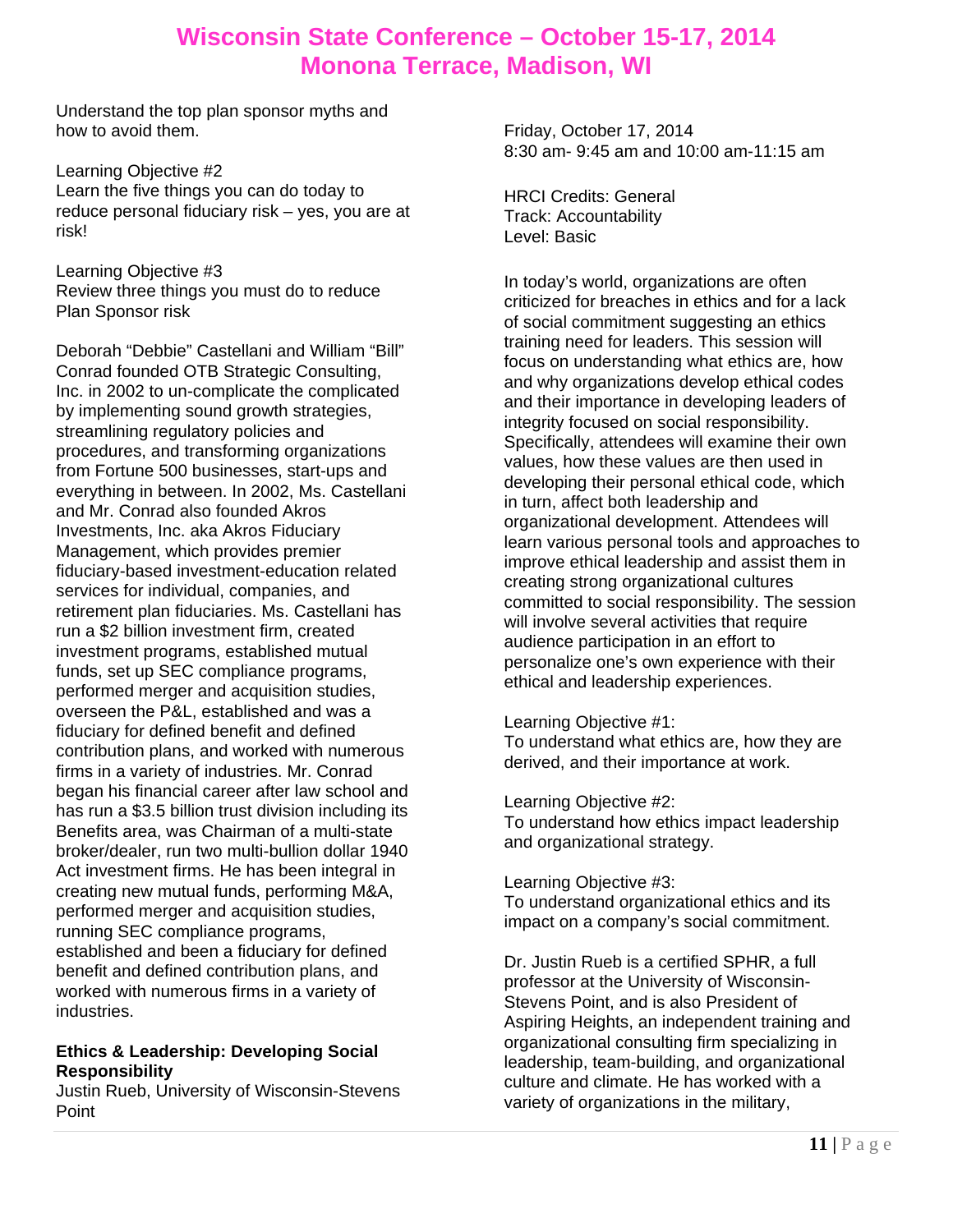Understand the top plan sponsor myths and how to avoid them.

Learning Objective #2
Learn the five things you can do today to reduce personal fiduciary risk – yes, you are at risk!

Learning Objective #3
Review three things you must do to reduce Plan Sponsor risk

Deborah "Debbie" Castellani and William "Bill" Conrad founded OTB Strategic Consulting, Inc. in 2002 to un-complicate the complicated by implementing sound growth strategies, streamlining regulatory policies and procedures, and transforming organizations from Fortune 500 businesses, start-ups and everything in between. In 2002, Ms. Castellani and Mr. Conrad also founded Akros Investments, Inc. aka Akros Fiduciary Management, which provides premier fiduciary-based investment-education related services for individual, companies, and retirement plan fiduciaries. Ms. Castellani has run a $2 billion investment firm, created investment programs, established mutual funds, set up SEC compliance programs, performed merger and acquisition studies, overseen the P&L, established and was a fiduciary for defined benefit and defined contribution plans, and worked with numerous firms in a variety of industries. Mr. Conrad began his financial career after law school and has run a $3.5 billion trust division including its Benefits area, was Chairman of a multi-state broker/dealer, run two multi-bullion dollar 1940 Act investment firms. He has been integral in creating new mutual funds, performing M&A, performed merger and acquisition studies, running SEC compliance programs, established and been a fiduciary for defined benefit and defined contribution plans, and worked with numerous firms in a variety of industries.

**Ethics & Leadership: Developing Social Responsibility**
Justin Rueb, University of Wisconsin-Stevens Point

Friday, October 17, 2014
8:30 am- 9:45 am and 10:00 am-11:15 am

HRCI Credits: General
Track: Accountability
Level: Basic

In today's world, organizations are often criticized for breaches in ethics and for a lack of social commitment suggesting an ethics training need for leaders. This session will focus on understanding what ethics are, how and why organizations develop ethical codes and their importance in developing leaders of integrity focused on social responsibility. Specifically, attendees will examine their own values, how these values are then used in developing their personal ethical code, which in turn, affect both leadership and organizational development. Attendees will learn various personal tools and approaches to improve ethical leadership and assist them in creating strong organizational cultures committed to social responsibility. The session will involve several activities that require audience participation in an effort to personalize one's own experience with their ethical and leadership experiences.

Learning Objective #1:
To understand what ethics are, how they are derived, and their importance at work.

Learning Objective #2:
To understand how ethics impact leadership and organizational strategy.

Learning Objective #3:
To understand organizational ethics and its impact on a company's social commitment.

Dr. Justin Rueb is a certified SPHR, a full professor at the University of Wisconsin-Stevens Point, and is also President of Aspiring Heights, an independent training and organizational consulting firm specializing in leadership, team-building, and organizational culture and climate. He has worked with a variety of organizations in the military,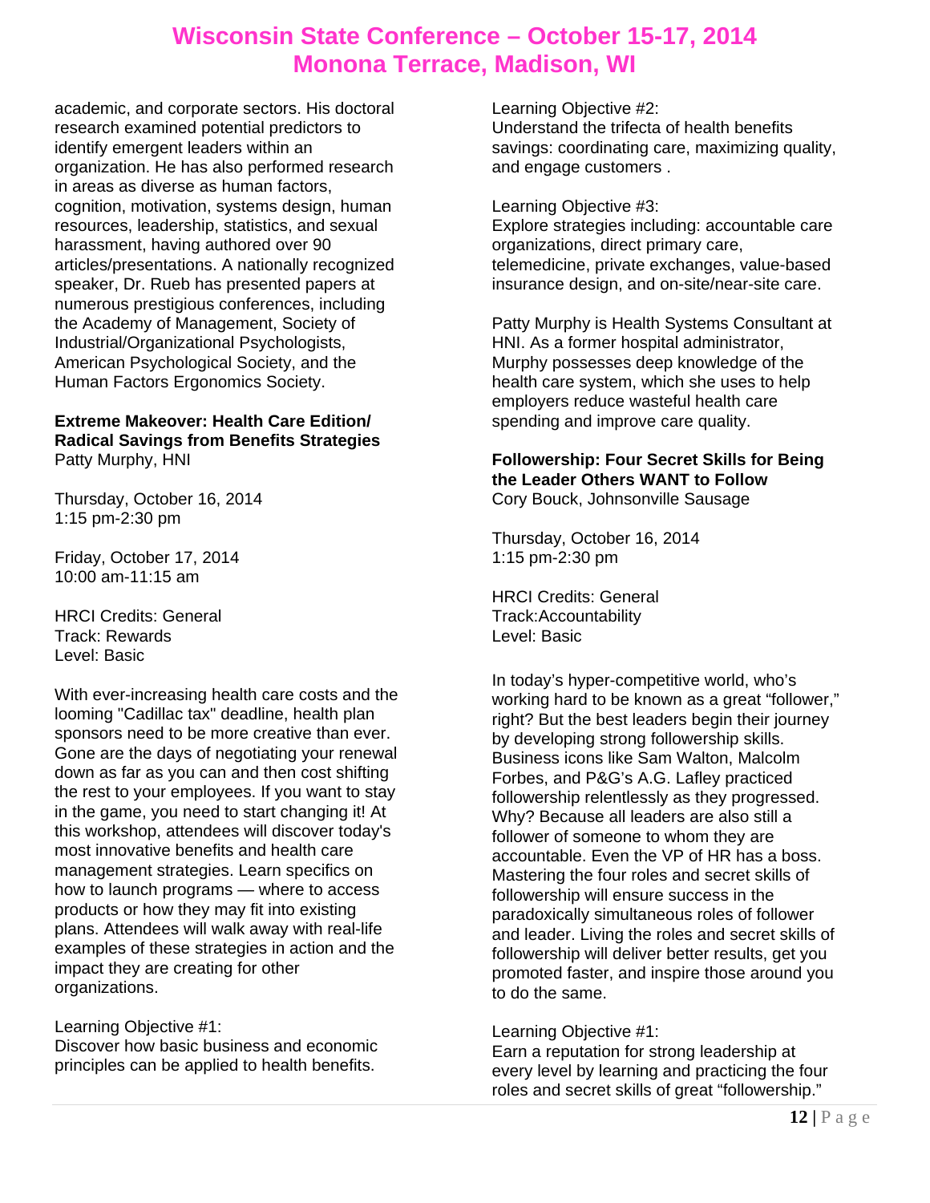academic, and corporate sectors. His doctoral research examined potential predictors to identify emergent leaders within an organization. He has also performed research in areas as diverse as human factors, cognition, motivation, systems design, human resources, leadership, statistics, and sexual harassment, having authored over 90 articles/presentations. A nationally recognized speaker, Dr. Rueb has presented papers at numerous prestigious conferences, including the Academy of Management, Society of Industrial/Organizational Psychologists, American Psychological Society, and the Human Factors Ergonomics Society.

**Extreme Makeover: Health Care Edition/ Radical Savings from Benefits Strategies**
Patty Murphy, HNI

Thursday, October 16, 2014
1:15 pm-2:30 pm

Friday, October 17, 2014
10:00 am-11:15 am

HRCI Credits: General
Track: Rewards
Level: Basic

With ever-increasing health care costs and the looming "Cadillac tax" deadline, health plan sponsors need to be more creative than ever. Gone are the days of negotiating your renewal down as far as you can and then cost shifting the rest to your employees. If you want to stay in the game, you need to start changing it! At this workshop, attendees will discover today's most innovative benefits and health care management strategies. Learn specifics on how to launch programs — where to access products or how they may fit into existing plans. Attendees will walk away with real-life examples of these strategies in action and the impact they are creating for other organizations.

Learning Objective #1:
Discover how basic business and economic principles can be applied to health benefits.

Learning Objective #2:
Understand the trifecta of health benefits savings: coordinating care, maximizing quality, and engage customers .

Learning Objective #3:
Explore strategies including: accountable care organizations, direct primary care, telemedicine, private exchanges, value-based insurance design, and on-site/near-site care.

Patty Murphy is Health Systems Consultant at HNI. As a former hospital administrator, Murphy possesses deep knowledge of the health care system, which she uses to help employers reduce wasteful health care spending and improve care quality.

**Followership: Four Secret Skills for Being the Leader Others WANT to Follow**
Cory Bouck, Johnsonville Sausage

Thursday, October 16, 2014
1:15 pm-2:30 pm

HRCI Credits: General
Track:Accountability
Level: Basic

In today's hyper-competitive world, who's working hard to be known as a great "follower," right? But the best leaders begin their journey by developing strong followership skills. Business icons like Sam Walton, Malcolm Forbes, and P&G's A.G. Lafley practiced followership relentlessly as they progressed. Why? Because all leaders are also still a follower of someone to whom they are accountable. Even the VP of HR has a boss. Mastering the four roles and secret skills of followership will ensure success in the paradoxically simultaneous roles of follower and leader. Living the roles and secret skills of followership will deliver better results, get you promoted faster, and inspire those around you to do the same.

Learning Objective #1:
Earn a reputation for strong leadership at every level by learning and practicing the four roles and secret skills of great "followership."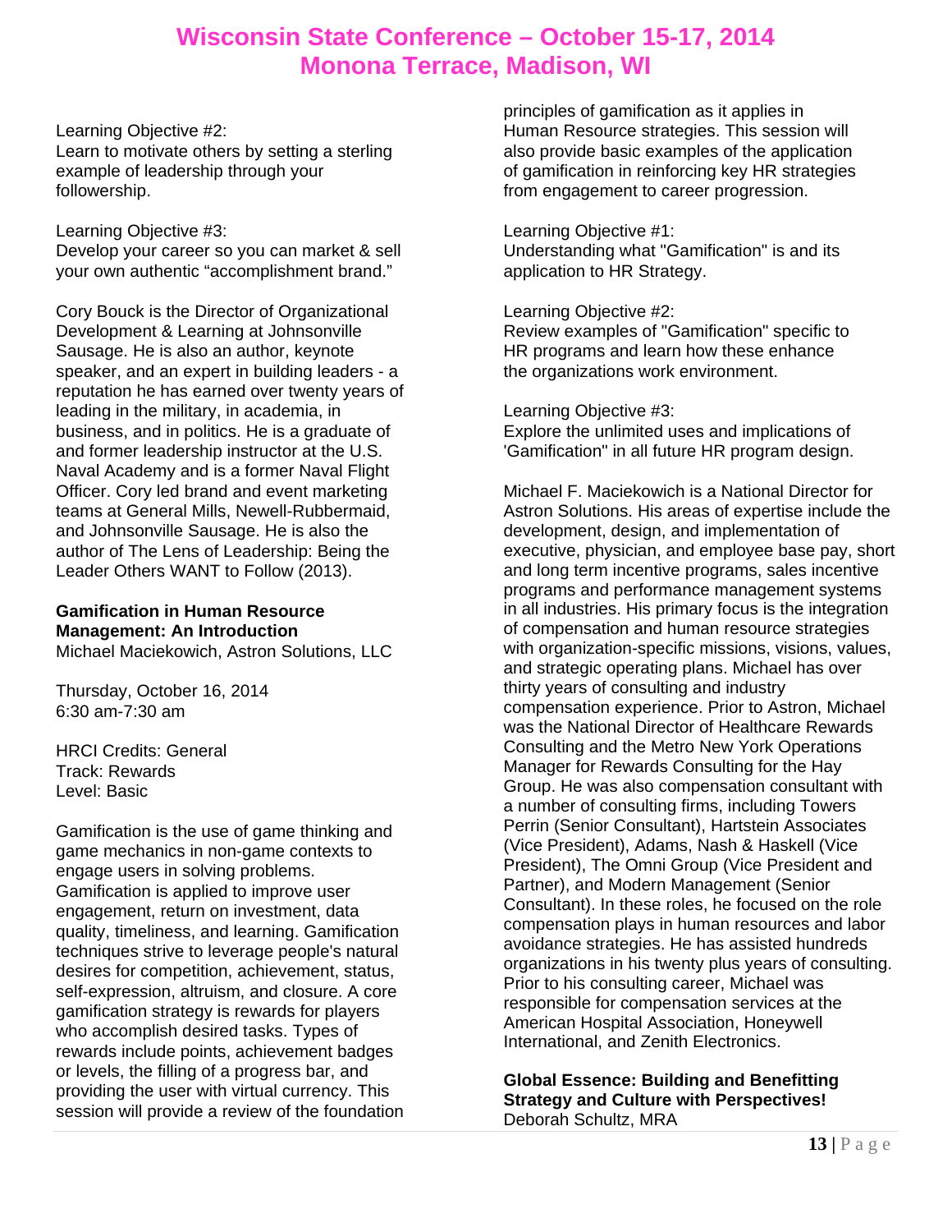Learning Objective #2:
Learn to motivate others by setting a sterling example of leadership through your followership.

Learning Objective #3:
Develop your career so you can market & sell your own authentic "accomplishment brand."

Cory Bouck is the Director of Organizational Development & Learning at Johnsonville Sausage. He is also an author, keynote speaker, and an expert in building leaders - a reputation he has earned over twenty years of leading in the military, in academia, in business, and in politics. He is a graduate of and former leadership instructor at the U.S. Naval Academy and is a former Naval Flight Officer. Cory led brand and event marketing teams at General Mills, Newell-Rubbermaid, and Johnsonville Sausage. He is also the author of The Lens of Leadership: Being the Leader Others WANT to Follow (2013).

**Gamification in Human Resource Management: An Introduction**
Michael Maciekowich, Astron Solutions, LLC

Thursday, October 16, 2014
6:30 am-7:30 am

HRCI Credits: General
Track: Rewards
Level: Basic

Gamification is the use of game thinking and game mechanics in non-game contexts to engage users in solving problems. Gamification is applied to improve user engagement, return on investment, data quality, timeliness, and learning. Gamification techniques strive to leverage people's natural desires for competition, achievement, status, self-expression, altruism, and closure. A core gamification strategy is rewards for players who accomplish desired tasks. Types of rewards include points, achievement badges or levels, the filling of a progress bar, and providing the user with virtual currency. This session will provide a review of the foundation principles of gamification as it applies in Human Resource strategies. This session will also provide basic examples of the application of gamification in reinforcing key HR strategies from engagement to career progression.

Learning Objective #1:
Understanding what "Gamification" is and its application to HR Strategy.

Learning Objective #2:
Review examples of "Gamification" specific to HR programs and learn how these enhance the organizations work environment.

Learning Objective #3:
Explore the unlimited uses and implications of 'Gamification" in all future HR program design.

Michael F. Maciekowich is a National Director for Astron Solutions. His areas of expertise include the development, design, and implementation of executive, physician, and employee base pay, short and long term incentive programs, sales incentive programs and performance management systems in all industries. His primary focus is the integration of compensation and human resource strategies with organization-specific missions, visions, values, and strategic operating plans. Michael has over thirty years of consulting and industry compensation experience. Prior to Astron, Michael was the National Director of Healthcare Rewards Consulting and the Metro New York Operations Manager for Rewards Consulting for the Hay Group. He was also compensation consultant with a number of consulting firms, including Towers Perrin (Senior Consultant), Hartstein Associates (Vice President), Adams, Nash & Haskell (Vice President), The Omni Group (Vice President and Partner), and Modern Management (Senior Consultant). In these roles, he focused on the role compensation plays in human resources and labor avoidance strategies. He has assisted hundreds organizations in his twenty plus years of consulting. Prior to his consulting career, Michael was responsible for compensation services at the American Hospital Association, Honeywell International, and Zenith Electronics.

**Global Essence: Building and Benefitting Strategy and Culture with Perspectives!**
Deborah Schultz, MRA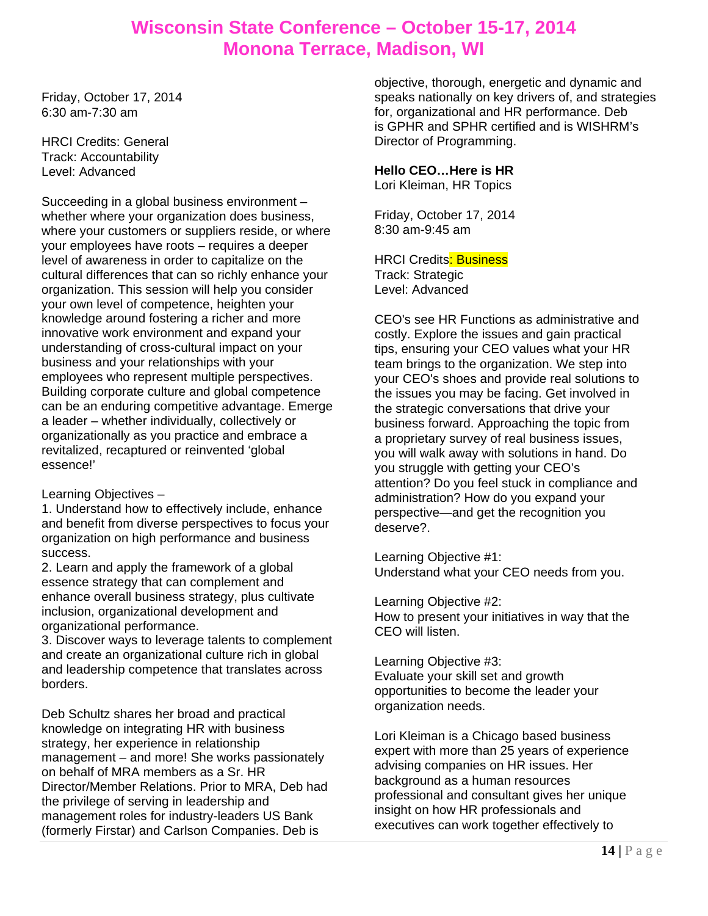# Wisconsin State Conference – October 15-17, 2014
# Monona Terrace, Madison, WI

Friday, October 17, 2014
6:30 am-7:30 am

HRCI Credits: General
Track: Accountability
Level: Advanced

Succeeding in a global business environment – whether where your organization does business, where your customers or suppliers reside, or where your employees have roots – requires a deeper level of awareness in order to capitalize on the cultural differences that can so richly enhance your organization. This session will help you consider your own level of competence, heighten your knowledge around fostering a richer and more innovative work environment and expand your understanding of cross-cultural impact on your business and your relationships with your employees who represent multiple perspectives. Building corporate culture and global competence can be an enduring competitive advantage. Emerge a leader – whether individually, collectively or organizationally as you practice and embrace a revitalized, recaptured or reinvented 'global essence!'

Learning Objectives –
1. Understand how to effectively include, enhance and benefit from diverse perspectives to focus your organization on high performance and business success.
2. Learn and apply the framework of a global essence strategy that can complement and enhance overall business strategy, plus cultivate inclusion, organizational development and organizational performance.
3. Discover ways to leverage talents to complement and create an organizational culture rich in global and leadership competence that translates across borders.

Deb Schultz shares her broad and practical knowledge on integrating HR with business strategy, her experience in relationship management – and more! She works passionately on behalf of MRA members as a Sr. HR Director/Member Relations. Prior to MRA, Deb had the privilege of serving in leadership and management roles for industry-leaders US Bank (formerly Firstar) and Carlson Companies. Deb is objective, thorough, energetic and dynamic and speaks nationally on key drivers of, and strategies for, organizational and HR performance. Deb is GPHR and SPHR certified and is WISHRM's Director of Programming.

**Hello CEO…Here is HR**
Lori Kleiman, HR Topics

Friday, October 17, 2014
8:30 am-9:45 am

HRCI Credits: Business
Track: Strategic
Level: Advanced

CEO's see HR Functions as administrative and costly. Explore the issues and gain practical tips, ensuring your CEO values what your HR team brings to the organization. We step into your CEO's shoes and provide real solutions to the issues you may be facing. Get involved in the strategic conversations that drive your business forward. Approaching the topic from a proprietary survey of real business issues, you will walk away with solutions in hand. Do you struggle with getting your CEO's attention? Do you feel stuck in compliance and administration? How do you expand your perspective—and get the recognition you deserve?.

Learning Objective #1:
Understand what your CEO needs from you.

Learning Objective #2:
How to present your initiatives in way that the CEO will listen.

Learning Objective #3:
Evaluate your skill set and growth opportunities to become the leader your organization needs.

Lori Kleiman is a Chicago based business expert with more than 25 years of experience advising companies on HR issues. Her background as a human resources professional and consultant gives her unique insight on how HR professionals and executives can work together effectively to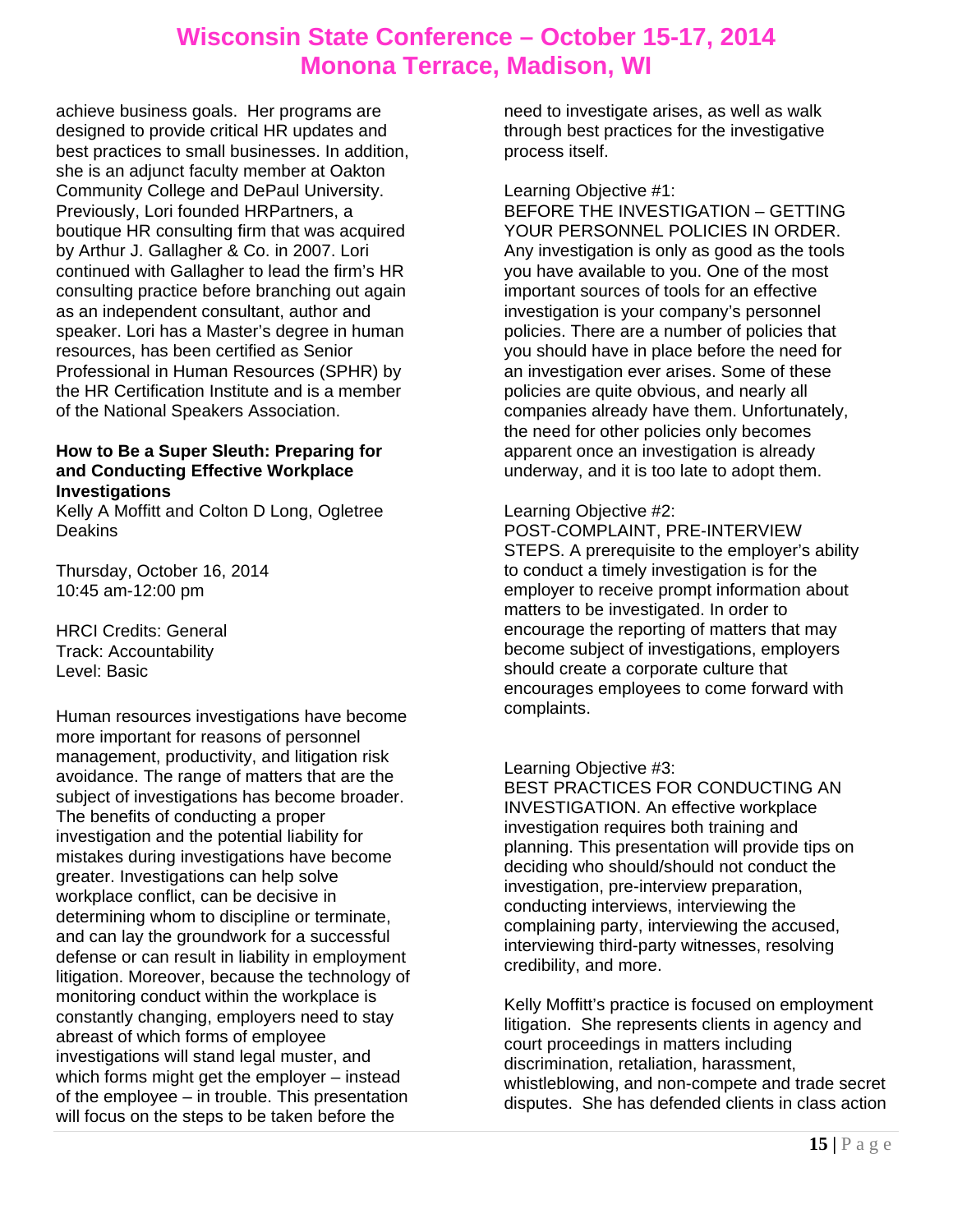achieve business goals. Her programs are designed to provide critical HR updates and best practices to small businesses. In addition, she is an adjunct faculty member at Oakton Community College and DePaul University. Previously, Lori founded HRPartners, a boutique HR consulting firm that was acquired by Arthur J. Gallagher & Co. in 2007. Lori continued with Gallagher to lead the firm's HR consulting practice before branching out again as an independent consultant, author and speaker. Lori has a Master's degree in human resources, has been certified as Senior Professional in Human Resources (SPHR) by the HR Certification Institute and is a member of the National Speakers Association.

**How to Be a Super Sleuth: Preparing for and Conducting Effective Workplace Investigations**
Kelly A Moffitt and Colton D Long, Ogletree Deakins

Thursday, October 16, 2014
10:45 am-12:00 pm

HRCI Credits: General
Track: Accountability
Level: Basic

Human resources investigations have become more important for reasons of personnel management, productivity, and litigation risk avoidance. The range of matters that are the subject of investigations has become broader. The benefits of conducting a proper investigation and the potential liability for mistakes during investigations have become greater. Investigations can help solve workplace conflict, can be decisive in determining whom to discipline or terminate, and can lay the groundwork for a successful defense or can result in liability in employment litigation. Moreover, because the technology of monitoring conduct within the workplace is constantly changing, employers need to stay abreast of which forms of employee investigations will stand legal muster, and which forms might get the employer – instead of the employee – in trouble. This presentation will focus on the steps to be taken before the need to investigate arises, as well as walk through best practices for the investigative process itself.

Learning Objective #1:
BEFORE THE INVESTIGATION – GETTING YOUR PERSONNEL POLICIES IN ORDER. Any investigation is only as good as the tools you have available to you. One of the most important sources of tools for an effective investigation is your company's personnel policies. There are a number of policies that you should have in place before the need for an investigation ever arises. Some of these policies are quite obvious, and nearly all companies already have them. Unfortunately, the need for other policies only becomes apparent once an investigation is already underway, and it is too late to adopt them.

Learning Objective #2:
POST-COMPLAINT, PRE-INTERVIEW STEPS. A prerequisite to the employer's ability to conduct a timely investigation is for the employer to receive prompt information about matters to be investigated. In order to encourage the reporting of matters that may become subject of investigations, employers should create a corporate culture that encourages employees to come forward with complaints.

Learning Objective #3:
BEST PRACTICES FOR CONDUCTING AN INVESTIGATION. An effective workplace investigation requires both training and planning. This presentation will provide tips on deciding who should/should not conduct the investigation, pre-interview preparation, conducting interviews, interviewing the complaining party, interviewing the accused, interviewing third-party witnesses, resolving credibility, and more.

Kelly Moffitt's practice is focused on employment litigation. She represents clients in agency and court proceedings in matters including discrimination, retaliation, harassment, whistleblowing, and non-compete and trade secret disputes. She has defended clients in class action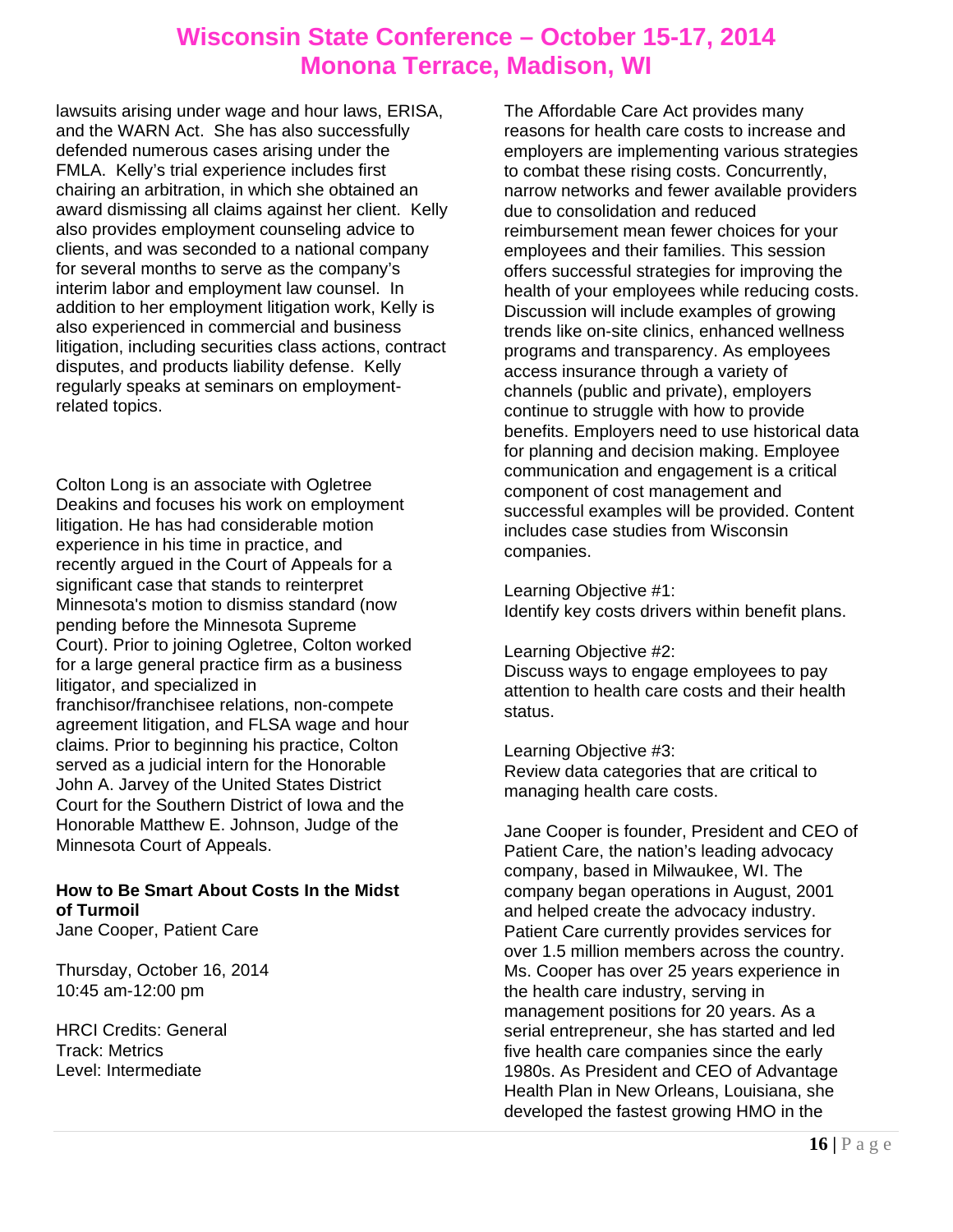lawsuits arising under wage and hour laws, ERISA, and the WARN Act. She has also successfully defended numerous cases arising under the FMLA. Kelly's trial experience includes first chairing an arbitration, in which she obtained an award dismissing all claims against her client. Kelly also provides employment counseling advice to clients, and was seconded to a national company for several months to serve as the company's interim labor and employment law counsel. In addition to her employment litigation work, Kelly is also experienced in commercial and business litigation, including securities class actions, contract disputes, and products liability defense. Kelly regularly speaks at seminars on employment-related topics.

Colton Long is an associate with Ogletree Deakins and focuses his work on employment litigation. He has had considerable motion experience in his time in practice, and recently argued in the Court of Appeals for a significant case that stands to reinterpret Minnesota's motion to dismiss standard (now pending before the Minnesota Supreme Court). Prior to joining Ogletree, Colton worked for a large general practice firm as a business litigator, and specialized in franchisor/franchisee relations, non-compete agreement litigation, and FLSA wage and hour claims. Prior to beginning his practice, Colton served as a judicial intern for the Honorable John A. Jarvey of the United States District Court for the Southern District of Iowa and the Honorable Matthew E. Johnson, Judge of the Minnesota Court of Appeals.

**How to Be Smart About Costs In the Midst of Turmoil**
Jane Cooper, Patient Care

Thursday, October 16, 2014
10:45 am-12:00 pm

HRCI Credits: General
Track: Metrics
Level: Intermediate

The Affordable Care Act provides many reasons for health care costs to increase and employers are implementing various strategies to combat these rising costs. Concurrently, narrow networks and fewer available providers due to consolidation and reduced reimbursement mean fewer choices for your employees and their families. This session offers successful strategies for improving the health of your employees while reducing costs. Discussion will include examples of growing trends like on-site clinics, enhanced wellness programs and transparency. As employees access insurance through a variety of channels (public and private), employers continue to struggle with how to provide benefits. Employers need to use historical data for planning and decision making. Employee communication and engagement is a critical component of cost management and successful examples will be provided. Content includes case studies from Wisconsin companies.

Learning Objective #1:
Identify key costs drivers within benefit plans.

Learning Objective #2:
Discuss ways to engage employees to pay attention to health care costs and their health status.

Learning Objective #3:
Review data categories that are critical to managing health care costs.

Jane Cooper is founder, President and CEO of Patient Care, the nation's leading advocacy company, based in Milwaukee, WI. The company began operations in August, 2001 and helped create the advocacy industry. Patient Care currently provides services for over 1.5 million members across the country. Ms. Cooper has over 25 years experience in the health care industry, serving in management positions for 20 years. As a serial entrepreneur, she has started and led five health care companies since the early 1980s. As President and CEO of Advantage Health Plan in New Orleans, Louisiana, she developed the fastest growing HMO in the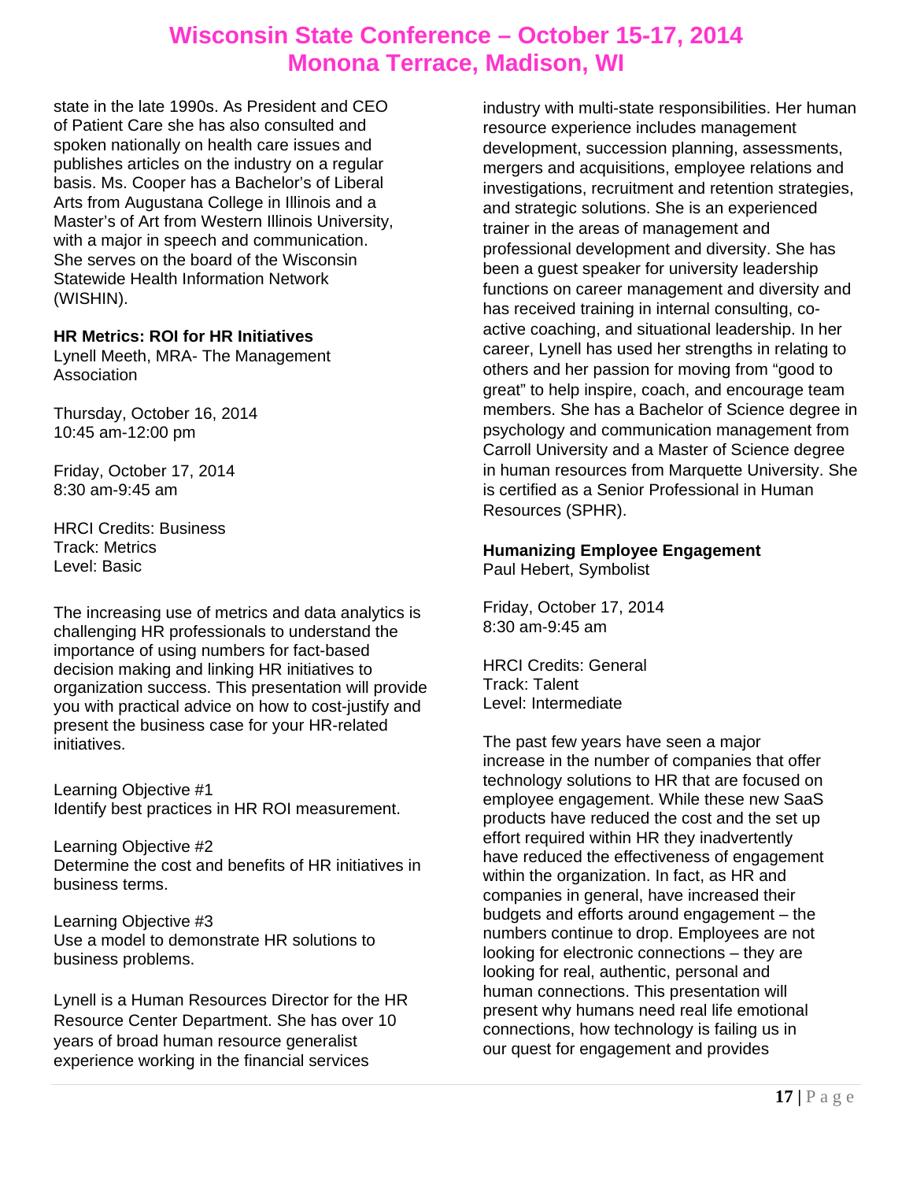state in the late 1990s. As President and CEO of Patient Care she has also consulted and spoken nationally on health care issues and publishes articles on the industry on a regular basis. Ms. Cooper has a Bachelor's of Liberal Arts from Augustana College in Illinois and a Master's of Art from Western Illinois University, with a major in speech and communication. She serves on the board of the Wisconsin Statewide Health Information Network (WISHIN).

**HR Metrics: ROI for HR Initiatives**
Lynell Meeth, MRA- The Management Association

Thursday, October 16, 2014
10:45 am-12:00 pm

Friday, October 17, 2014
8:30 am-9:45 am

HRCI Credits: Business
Track: Metrics
Level: Basic

The increasing use of metrics and data analytics is challenging HR professionals to understand the importance of using numbers for fact-based decision making and linking HR initiatives to organization success. This presentation will provide you with practical advice on how to cost-justify and present the business case for your HR-related initiatives.

Learning Objective #1
Identify best practices in HR ROI measurement.

Learning Objective #2
Determine the cost and benefits of HR initiatives in business terms.

Learning Objective #3
Use a model to demonstrate HR solutions to business problems.

Lynell is a Human Resources Director for the HR Resource Center Department. She has over 10 years of broad human resource generalist experience working in the financial services industry with multi-state responsibilities. Her human resource experience includes management development, succession planning, assessments, mergers and acquisitions, employee relations and investigations, recruitment and retention strategies, and strategic solutions. She is an experienced trainer in the areas of management and professional development and diversity. She has been a guest speaker for university leadership functions on career management and diversity and has received training in internal consulting, co-active coaching, and situational leadership. In her career, Lynell has used her strengths in relating to others and her passion for moving from "good to great" to help inspire, coach, and encourage team members. She has a Bachelor of Science degree in psychology and communication management from Carroll University and a Master of Science degree in human resources from Marquette University. She is certified as a Senior Professional in Human Resources (SPHR).

**Humanizing Employee Engagement**
Paul Hebert, Symbolist

Friday, October 17, 2014
8:30 am-9:45 am

HRCI Credits: General
Track: Talent
Level: Intermediate

The past few years have seen a major increase in the number of companies that offer technology solutions to HR that are focused on employee engagement. While these new SaaS products have reduced the cost and the set up effort required within HR they inadvertently have reduced the effectiveness of engagement within the organization. In fact, as HR and companies in general, have increased their budgets and efforts around engagement – the numbers continue to drop. Employees are not looking for electronic connections – they are looking for real, authentic, personal and human connections. This presentation will present why humans need real life emotional connections, how technology is failing us in our quest for engagement and provides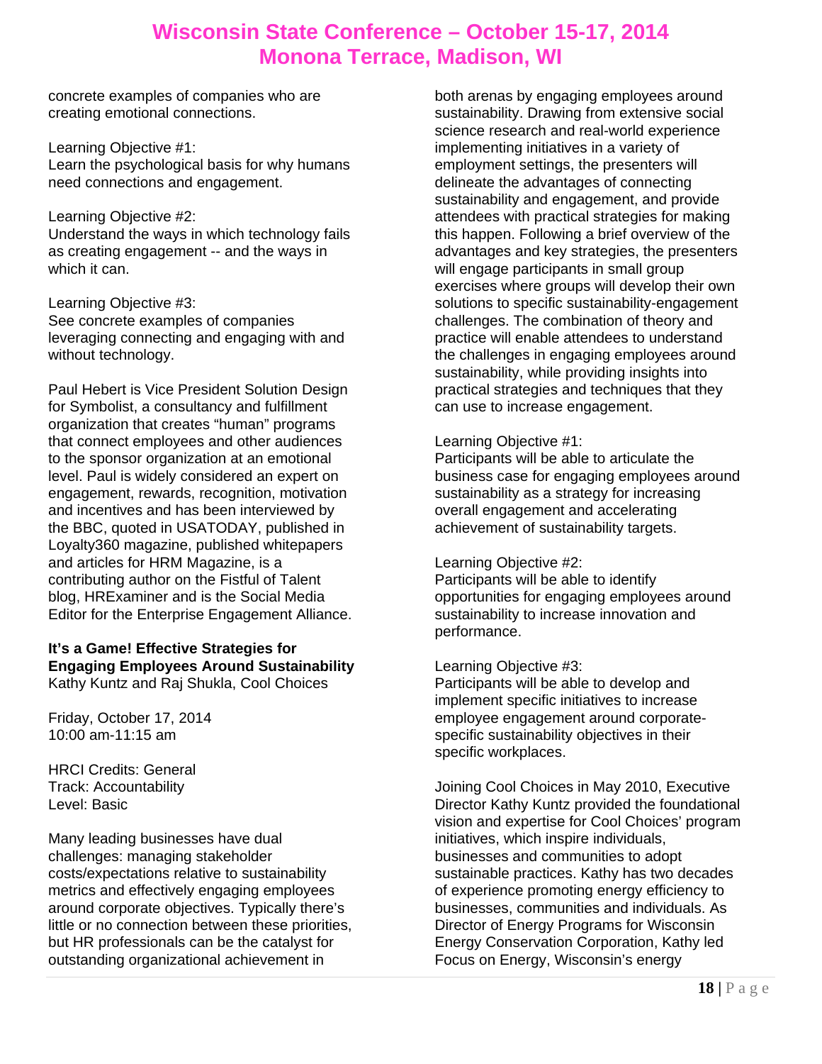concrete examples of companies who are creating emotional connections.

Learning Objective #1:
Learn the psychological basis for why humans need connections and engagement.

Learning Objective #2:
Understand the ways in which technology fails as creating engagement -- and the ways in which it can.

Learning Objective #3:
See concrete examples of companies leveraging connecting and engaging with and without technology.

Paul Hebert is Vice President Solution Design for Symbolist, a consultancy and fulfillment organization that creates "human" programs that connect employees and other audiences to the sponsor organization at an emotional level. Paul is widely considered an expert on engagement, rewards, recognition, motivation and incentives and has been interviewed by the BBC, quoted in USATODAY, published in Loyalty360 magazine, published whitepapers and articles for HRM Magazine, is a contributing author on the Fistful of Talent blog, HRExaminer and is the Social Media Editor for the Enterprise Engagement Alliance.

**It's a Game! Effective Strategies for Engaging Employees Around Sustainability**
Kathy Kuntz and Raj Shukla, Cool Choices

Friday, October 17, 2014
10:00 am-11:15 am

HRCI Credits: General
Track: Accountability
Level: Basic

Many leading businesses have dual challenges: managing stakeholder costs/expectations relative to sustainability metrics and effectively engaging employees around corporate objectives. Typically there's little or no connection between these priorities, but HR professionals can be the catalyst for outstanding organizational achievement in both arenas by engaging employees around sustainability. Drawing from extensive social science research and real-world experience implementing initiatives in a variety of employment settings, the presenters will delineate the advantages of connecting sustainability and engagement, and provide attendees with practical strategies for making this happen. Following a brief overview of the advantages and key strategies, the presenters will engage participants in small group exercises where groups will develop their own solutions to specific sustainability-engagement challenges. The combination of theory and practice will enable attendees to understand the challenges in engaging employees around sustainability, while providing insights into practical strategies and techniques that they can use to increase engagement.

Learning Objective #1:
Participants will be able to articulate the business case for engaging employees around sustainability as a strategy for increasing overall engagement and accelerating achievement of sustainability targets.

Learning Objective #2:
Participants will be able to identify opportunities for engaging employees around sustainability to increase innovation and performance.

Learning Objective #3:
Participants will be able to develop and implement specific initiatives to increase employee engagement around corporate-specific sustainability objectives in their specific workplaces.

Joining Cool Choices in May 2010, Executive Director Kathy Kuntz provided the foundational vision and expertise for Cool Choices' program initiatives, which inspire individuals, businesses and communities to adopt sustainable practices. Kathy has two decades of experience promoting energy efficiency to businesses, communities and individuals. As Director of Energy Programs for Wisconsin Energy Conservation Corporation, Kathy led Focus on Energy, Wisconsin's energy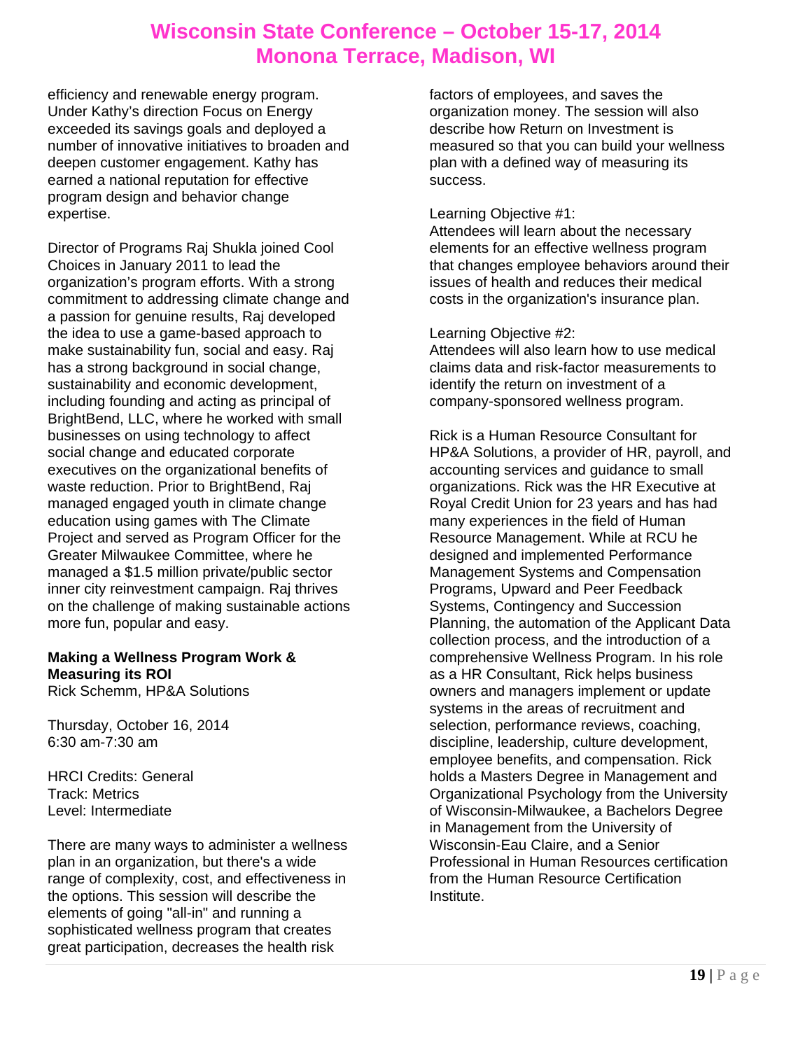efficiency and renewable energy program. Under Kathy's direction Focus on Energy exceeded its savings goals and deployed a number of innovative initiatives to broaden and deepen customer engagement. Kathy has earned a national reputation for effective program design and behavior change expertise.

Director of Programs Raj Shukla joined Cool Choices in January 2011 to lead the organization's program efforts. With a strong commitment to addressing climate change and a passion for genuine results, Raj developed the idea to use a game-based approach to make sustainability fun, social and easy. Raj has a strong background in social change, sustainability and economic development, including founding and acting as principal of BrightBend, LLC, where he worked with small businesses on using technology to affect social change and educated corporate executives on the organizational benefits of waste reduction. Prior to BrightBend, Raj managed engaged youth in climate change education using games with The Climate Project and served as Program Officer for the Greater Milwaukee Committee, where he managed a $1.5 million private/public sector inner city reinvestment campaign. Raj thrives on the challenge of making sustainable actions more fun, popular and easy.

**Making a Wellness Program Work & Measuring its ROI**
Rick Schemm, HP&A Solutions

Thursday, October 16, 2014
6:30 am-7:30 am

HRCI Credits: General
Track: Metrics
Level: Intermediate

There are many ways to administer a wellness plan in an organization, but there's a wide range of complexity, cost, and effectiveness in the options. This session will describe the elements of going "all-in" and running a sophisticated wellness program that creates great participation, decreases the health risk factors of employees, and saves the organization money. The session will also describe how Return on Investment is measured so that you can build your wellness plan with a defined way of measuring its success.

Learning Objective #1:
Attendees will learn about the necessary elements for an effective wellness program that changes employee behaviors around their issues of health and reduces their medical costs in the organization's insurance plan.

Learning Objective #2:
Attendees will also learn how to use medical claims data and risk-factor measurements to identify the return on investment of a company-sponsored wellness program.

Rick is a Human Resource Consultant for HP&A Solutions, a provider of HR, payroll, and accounting services and guidance to small organizations. Rick was the HR Executive at Royal Credit Union for 23 years and has had many experiences in the field of Human Resource Management. While at RCU he designed and implemented Performance Management Systems and Compensation Programs, Upward and Peer Feedback Systems, Contingency and Succession Planning, the automation of the Applicant Data collection process, and the introduction of a comprehensive Wellness Program. In his role as a HR Consultant, Rick helps business owners and managers implement or update systems in the areas of recruitment and selection, performance reviews, coaching, discipline, leadership, culture development, employee benefits, and compensation. Rick holds a Masters Degree in Management and Organizational Psychology from the University of Wisconsin-Milwaukee, a Bachelors Degree in Management from the University of Wisconsin-Eau Claire, and a Senior Professional in Human Resources certification from the Human Resource Certification Institute.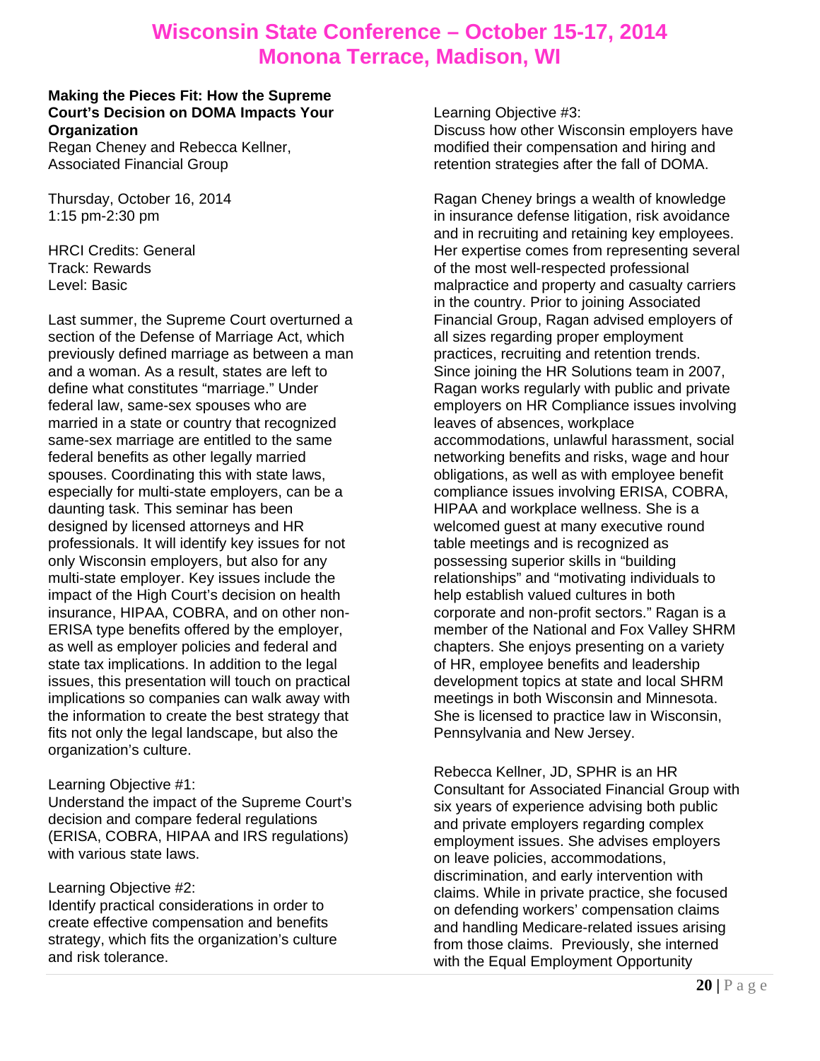# Wisconsin State Conference – October 15-17, 2014
# Monona Terrace, Madison, WI

**Making the Pieces Fit: How the Supreme Court's Decision on DOMA Impacts Your Organization**
Regan Cheney and Rebecca Kellner, Associated Financial Group

Thursday, October 16, 2014
1:15 pm-2:30 pm

HRCI Credits: General
Track: Rewards
Level: Basic

Last summer, the Supreme Court overturned a section of the Defense of Marriage Act, which previously defined marriage as between a man and a woman. As a result, states are left to define what constitutes "marriage." Under federal law, same-sex spouses who are married in a state or country that recognized same-sex marriage are entitled to the same federal benefits as other legally married spouses. Coordinating this with state laws, especially for multi-state employers, can be a daunting task. This seminar has been designed by licensed attorneys and HR professionals. It will identify key issues for not only Wisconsin employers, but also for any multi-state employer. Key issues include the impact of the High Court's decision on health insurance, HIPAA, COBRA, and on other non-ERISA type benefits offered by the employer, as well as employer policies and federal and state tax implications. In addition to the legal issues, this presentation will touch on practical implications so companies can walk away with the information to create the best strategy that fits not only the legal landscape, but also the organization's culture.

Learning Objective #1:
Understand the impact of the Supreme Court's decision and compare federal regulations (ERISA, COBRA, HIPAA and IRS regulations) with various state laws.

Learning Objective #2:
Identify practical considerations in order to create effective compensation and benefits strategy, which fits the organization's culture and risk tolerance.

Learning Objective #3:
Discuss how other Wisconsin employers have modified their compensation and hiring and retention strategies after the fall of DOMA.

Ragan Cheney brings a wealth of knowledge in insurance defense litigation, risk avoidance and in recruiting and retaining key employees. Her expertise comes from representing several of the most well-respected professional malpractice and property and casualty carriers in the country. Prior to joining Associated Financial Group, Ragan advised employers of all sizes regarding proper employment practices, recruiting and retention trends. Since joining the HR Solutions team in 2007, Ragan works regularly with public and private employers on HR Compliance issues involving leaves of absences, workplace accommodations, unlawful harassment, social networking benefits and risks, wage and hour obligations, as well as with employee benefit compliance issues involving ERISA, COBRA, HIPAA and workplace wellness. She is a welcomed guest at many executive round table meetings and is recognized as possessing superior skills in "building relationships" and "motivating individuals to help establish valued cultures in both corporate and non-profit sectors." Ragan is a member of the National and Fox Valley SHRM chapters. She enjoys presenting on a variety of HR, employee benefits and leadership development topics at state and local SHRM meetings in both Wisconsin and Minnesota. She is licensed to practice law in Wisconsin, Pennsylvania and New Jersey.

Rebecca Kellner, JD, SPHR is an HR Consultant for Associated Financial Group with six years of experience advising both public and private employers regarding complex employment issues. She advises employers on leave policies, accommodations, discrimination, and early intervention with claims. While in private practice, she focused on defending workers' compensation claims and handling Medicare-related issues arising from those claims. Previously, she interned with the Equal Employment Opportunity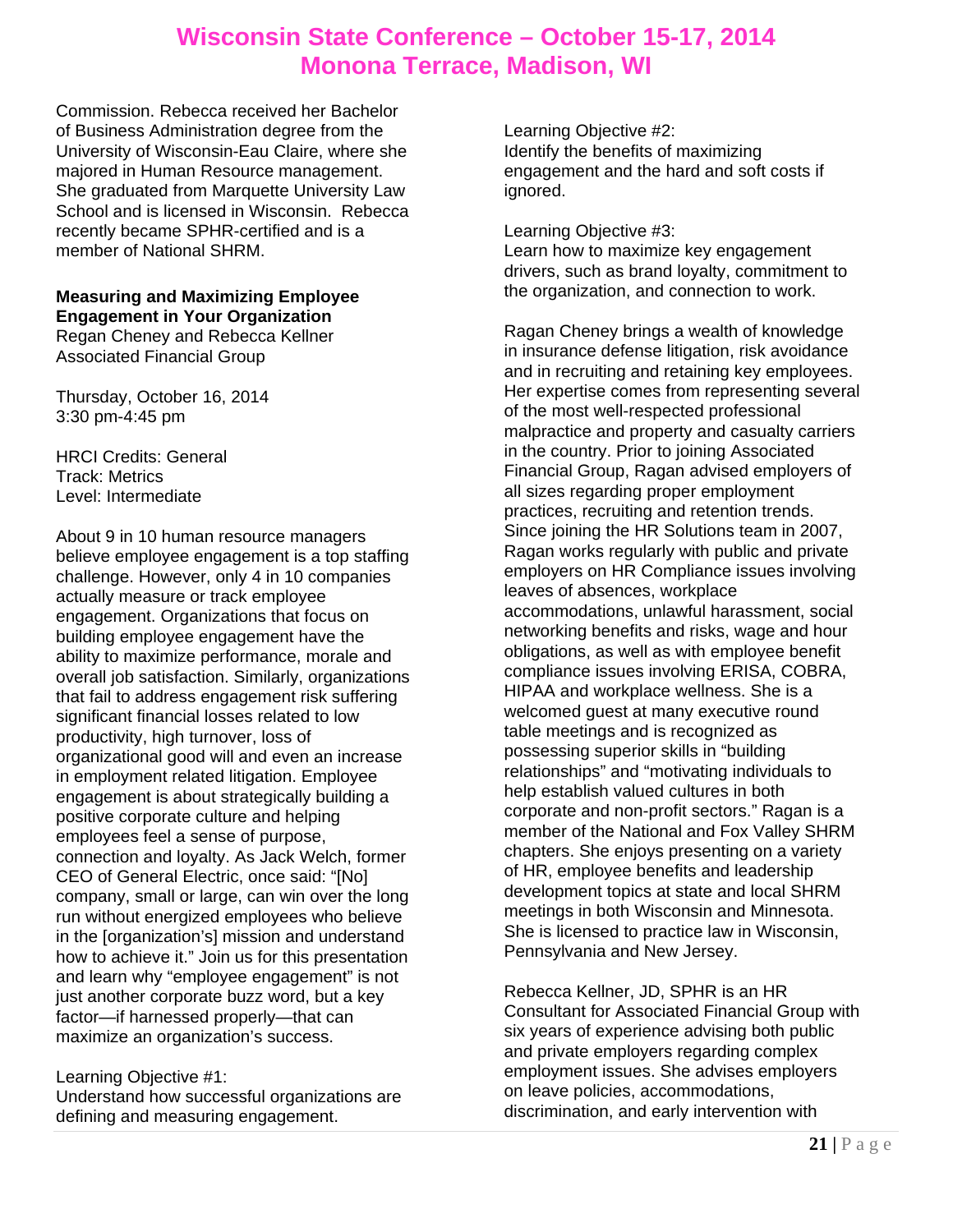Commission. Rebecca received her Bachelor of Business Administration degree from the University of Wisconsin-Eau Claire, where she majored in Human Resource management. She graduated from Marquette University Law School and is licensed in Wisconsin. Rebecca recently became SPHR-certified and is a member of National SHRM.

**Measuring and Maximizing Employee Engagement in Your Organization**
Regan Cheney and Rebecca Kellner
Associated Financial Group

Thursday, October 16, 2014
3:30 pm-4:45 pm

HRCI Credits: General
Track: Metrics
Level: Intermediate

About 9 in 10 human resource managers believe employee engagement is a top staffing challenge. However, only 4 in 10 companies actually measure or track employee engagement. Organizations that focus on building employee engagement have the ability to maximize performance, morale and overall job satisfaction. Similarly, organizations that fail to address engagement risk suffering significant financial losses related to low productivity, high turnover, loss of organizational good will and even an increase in employment related litigation. Employee engagement is about strategically building a positive corporate culture and helping employees feel a sense of purpose, connection and loyalty. As Jack Welch, former CEO of General Electric, once said: "[No] company, small or large, can win over the long run without energized employees who believe in the [organization's] mission and understand how to achieve it." Join us for this presentation and learn why "employee engagement" is not just another corporate buzz word, but a key factor—if harnessed properly—that can maximize an organization's success.

Learning Objective #1:
Understand how successful organizations are defining and measuring engagement.

Learning Objective #2:
Identify the benefits of maximizing engagement and the hard and soft costs if ignored.

Learning Objective #3:
Learn how to maximize key engagement drivers, such as brand loyalty, commitment to the organization, and connection to work.

Ragan Cheney brings a wealth of knowledge in insurance defense litigation, risk avoidance and in recruiting and retaining key employees. Her expertise comes from representing several of the most well-respected professional malpractice and property and casualty carriers in the country. Prior to joining Associated Financial Group, Ragan advised employers of all sizes regarding proper employment practices, recruiting and retention trends. Since joining the HR Solutions team in 2007, Ragan works regularly with public and private employers on HR Compliance issues involving leaves of absences, workplace accommodations, unlawful harassment, social networking benefits and risks, wage and hour obligations, as well as with employee benefit compliance issues involving ERISA, COBRA, HIPAA and workplace wellness. She is a welcomed guest at many executive round table meetings and is recognized as possessing superior skills in "building relationships" and "motivating individuals to help establish valued cultures in both corporate and non-profit sectors." Ragan is a member of the National and Fox Valley SHRM chapters. She enjoys presenting on a variety of HR, employee benefits and leadership development topics at state and local SHRM meetings in both Wisconsin and Minnesota. She is licensed to practice law in Wisconsin, Pennsylvania and New Jersey.

Rebecca Kellner, JD, SPHR is an HR Consultant for Associated Financial Group with six years of experience advising both public and private employers regarding complex employment issues. She advises employers on leave policies, accommodations, discrimination, and early intervention with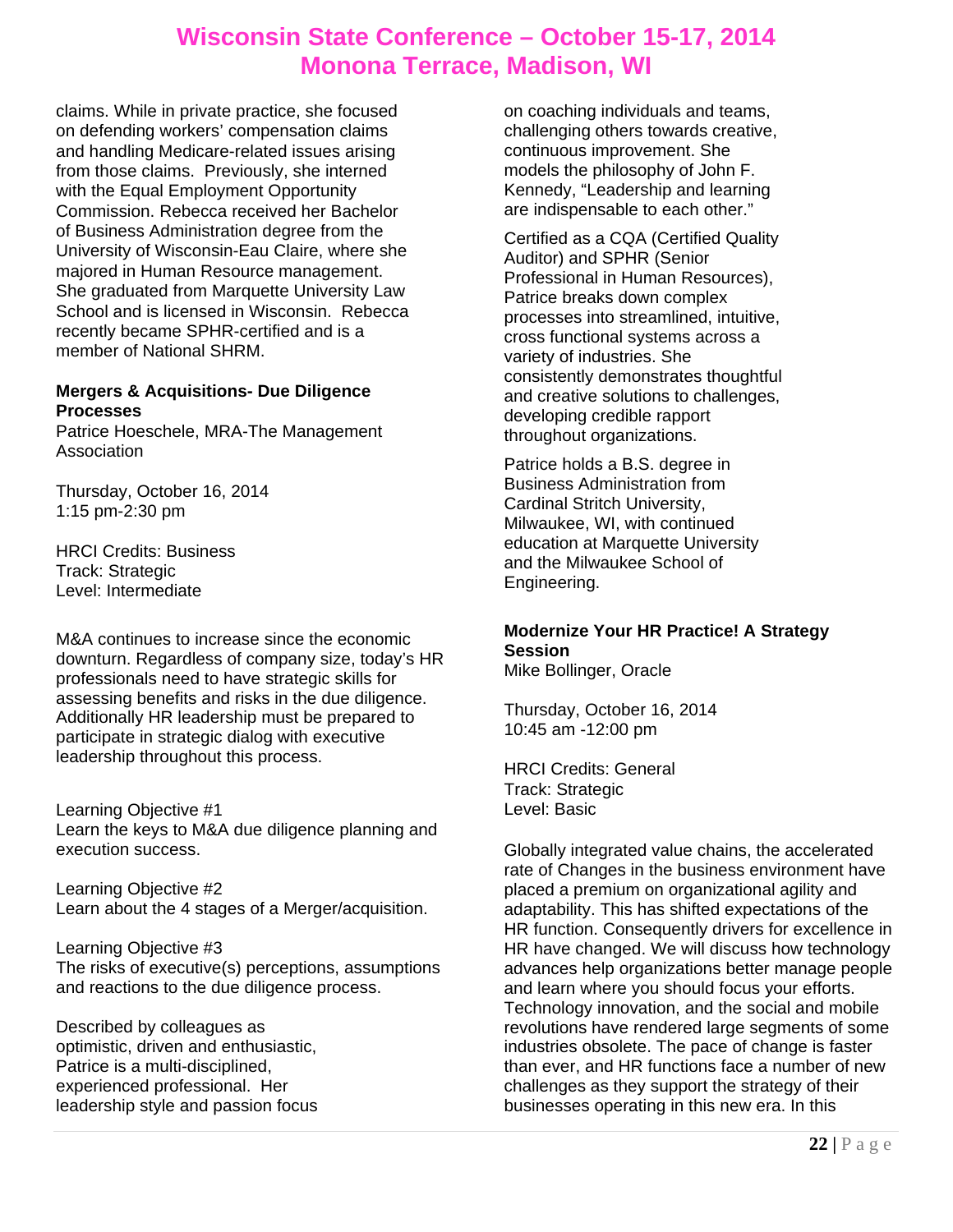claims. While in private practice, she focused on defending workers' compensation claims and handling Medicare-related issues arising from those claims. Previously, she interned with the Equal Employment Opportunity Commission. Rebecca received her Bachelor of Business Administration degree from the University of Wisconsin-Eau Claire, where she majored in Human Resource management. She graduated from Marquette University Law School and is licensed in Wisconsin. Rebecca recently became SPHR-certified and is a member of National SHRM.

**Mergers & Acquisitions- Due Diligence Processes**
Patrice Hoeschele, MRA-The Management Association

Thursday, October 16, 2014
1:15 pm-2:30 pm

HRCI Credits: Business
Track: Strategic
Level: Intermediate

M&A continues to increase since the economic downturn. Regardless of company size, today's HR professionals need to have strategic skills for assessing benefits and risks in the due diligence. Additionally HR leadership must be prepared to participate in strategic dialog with executive leadership throughout this process.

Learning Objective #1
Learn the keys to M&A due diligence planning and execution success.

Learning Objective #2
Learn about the 4 stages of a Merger/acquisition.

Learning Objective #3
The risks of executive(s) perceptions, assumptions and reactions to the due diligence process.

Described by colleagues as optimistic, driven and enthusiastic, Patrice is a multi-disciplined, experienced professional. Her leadership style and passion focus on coaching individuals and teams, challenging others towards creative, continuous improvement. She models the philosophy of John F. Kennedy, "Leadership and learning are indispensable to each other."

Certified as a CQA (Certified Quality Auditor) and SPHR (Senior Professional in Human Resources), Patrice breaks down complex processes into streamlined, intuitive, cross functional systems across a variety of industries. She consistently demonstrates thoughtful and creative solutions to challenges, developing credible rapport throughout organizations.

Patrice holds a B.S. degree in Business Administration from Cardinal Stritch University, Milwaukee, WI, with continued education at Marquette University and the Milwaukee School of Engineering.

**Modernize Your HR Practice! A Strategy Session**
Mike Bollinger, Oracle

Thursday, October 16, 2014
10:45 am -12:00 pm

HRCI Credits: General
Track: Strategic
Level: Basic

Globally integrated value chains, the accelerated rate of Changes in the business environment have placed a premium on organizational agility and adaptability. This has shifted expectations of the HR function. Consequently drivers for excellence in HR have changed. We will discuss how technology advances help organizations better manage people and learn where you should focus your efforts. Technology innovation, and the social and mobile revolutions have rendered large segments of some industries obsolete. The pace of change is faster than ever, and HR functions face a number of new challenges as they support the strategy of their businesses operating in this new era. In this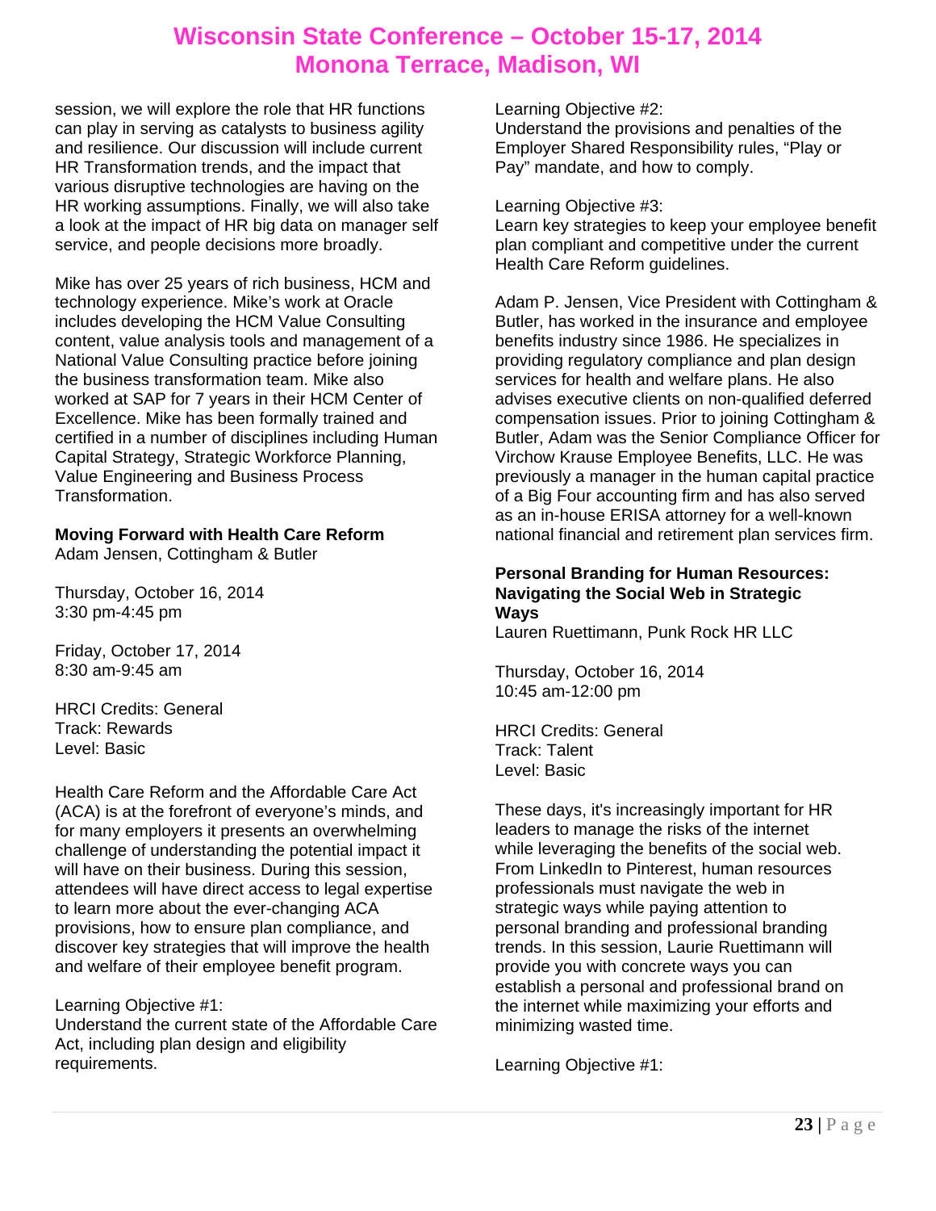session, we will explore the role that HR functions can play in serving as catalysts to business agility and resilience. Our discussion will include current HR Transformation trends, and the impact that various disruptive technologies are having on the HR working assumptions. Finally, we will also take a look at the impact of HR big data on manager self service, and people decisions more broadly.

Mike has over 25 years of rich business, HCM and technology experience. Mike's work at Oracle includes developing the HCM Value Consulting content, value analysis tools and management of a National Value Consulting practice before joining the business transformation team. Mike also worked at SAP for 7 years in their HCM Center of Excellence. Mike has been formally trained and certified in a number of disciplines including Human Capital Strategy, Strategic Workforce Planning, Value Engineering and Business Process Transformation.

**Moving Forward with Health Care Reform**
Adam Jensen, Cottingham & Butler

Thursday, October 16, 2014
3:30 pm-4:45 pm

Friday, October 17, 2014
8:30 am-9:45 am

HRCI Credits: General
Track: Rewards
Level: Basic

Health Care Reform and the Affordable Care Act (ACA) is at the forefront of everyone's minds, and for many employers it presents an overwhelming challenge of understanding the potential impact it will have on their business. During this session, attendees will have direct access to legal expertise to learn more about the ever-changing ACA provisions, how to ensure plan compliance, and discover key strategies that will improve the health and welfare of their employee benefit program.

Learning Objective #1:
Understand the current state of the Affordable Care Act, including plan design and eligibility requirements.

Learning Objective #2:
Understand the provisions and penalties of the Employer Shared Responsibility rules, "Play or Pay" mandate, and how to comply.

Learning Objective #3:
Learn key strategies to keep your employee benefit plan compliant and competitive under the current Health Care Reform guidelines.

Adam P. Jensen, Vice President with Cottingham & Butler, has worked in the insurance and employee benefits industry since 1986. He specializes in providing regulatory compliance and plan design services for health and welfare plans. He also advises executive clients on non-qualified deferred compensation issues. Prior to joining Cottingham & Butler, Adam was the Senior Compliance Officer for Virchow Krause Employee Benefits, LLC. He was previously a manager in the human capital practice of a Big Four accounting firm and has also served as an in-house ERISA attorney for a well-known national financial and retirement plan services firm.

**Personal Branding for Human Resources: Navigating the Social Web in Strategic Ways**
Lauren Ruettimann, Punk Rock HR LLC

Thursday, October 16, 2014
10:45 am-12:00 pm

HRCI Credits: General
Track: Talent
Level: Basic

These days, it's increasingly important for HR leaders to manage the risks of the internet while leveraging the benefits of the social web. From LinkedIn to Pinterest, human resources professionals must navigate the web in strategic ways while paying attention to personal branding and professional branding trends. In this session, Laurie Ruettimann will provide you with concrete ways you can establish a personal and professional brand on the internet while maximizing your efforts and minimizing wasted time.

Learning Objective #1: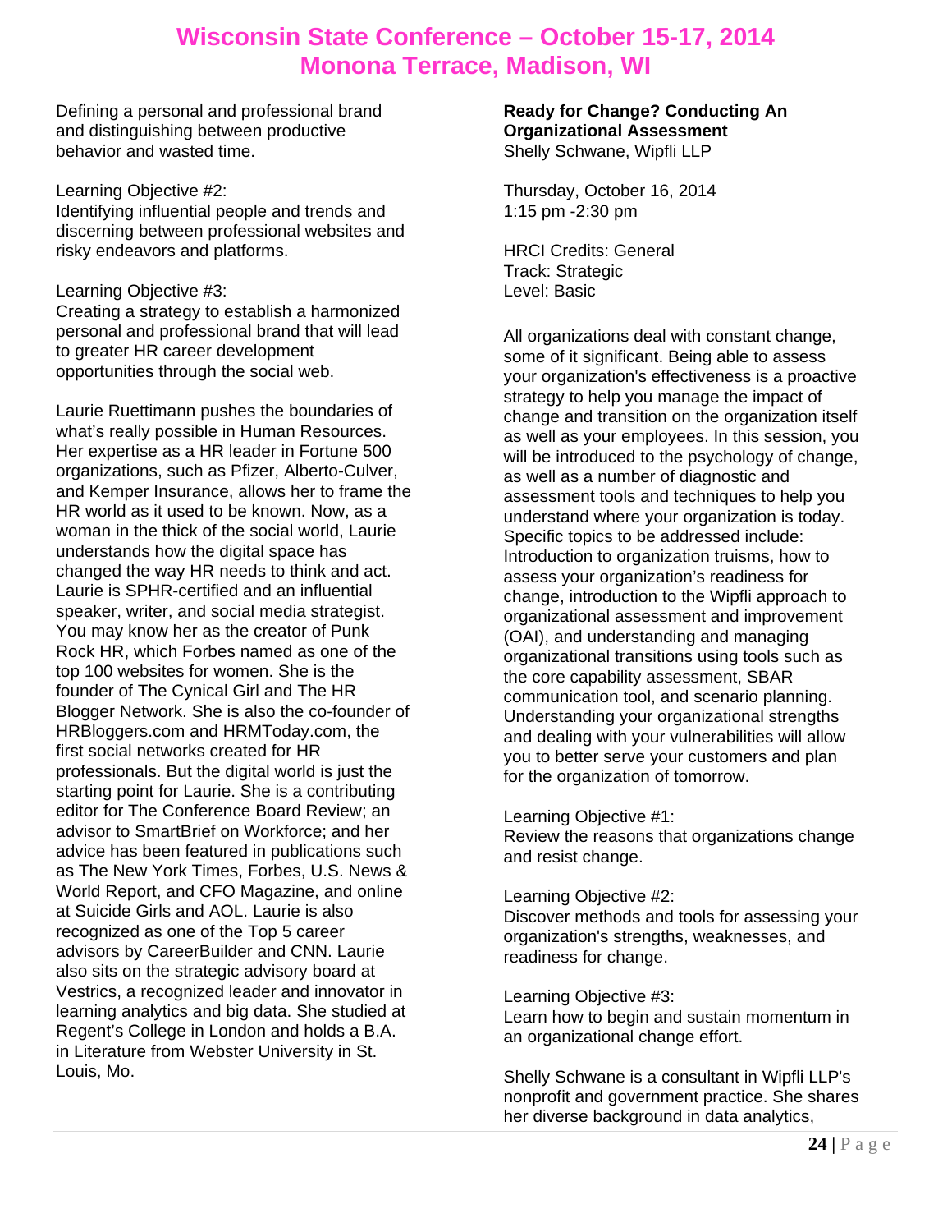Defining a personal and professional brand and distinguishing between productive behavior and wasted time.

Learning Objective #2:
Identifying influential people and trends and discerning between professional websites and risky endeavors and platforms.

Learning Objective #3:
Creating a strategy to establish a harmonized personal and professional brand that will lead to greater HR career development opportunities through the social web.

Laurie Ruettimann pushes the boundaries of what's really possible in Human Resources. Her expertise as a HR leader in Fortune 500 organizations, such as Pfizer, Alberto-Culver, and Kemper Insurance, allows her to frame the HR world as it used to be known. Now, as a woman in the thick of the social world, Laurie understands how the digital space has changed the way HR needs to think and act. Laurie is SPHR-certified and an influential speaker, writer, and social media strategist. You may know her as the creator of Punk Rock HR, which Forbes named as one of the top 100 websites for women. She is the founder of The Cynical Girl and The HR Blogger Network. She is also the co-founder of HRBloggers.com and HRMToday.com, the first social networks created for HR professionals. But the digital world is just the starting point for Laurie. She is a contributing editor for The Conference Board Review; an advisor to SmartBrief on Workforce; and her advice has been featured in publications such as The New York Times, Forbes, U.S. News & World Report, and CFO Magazine, and online at Suicide Girls and AOL. Laurie is also recognized as one of the Top 5 career advisors by CareerBuilder and CNN. Laurie also sits on the strategic advisory board at Vestrics, a recognized leader and innovator in learning analytics and big data. She studied at Regent's College in London and holds a B.A. in Literature from Webster University in St. Louis, Mo.

**Ready for Change? Conducting An Organizational Assessment**
Shelly Schwane, Wipfli LLP

Thursday, October 16, 2014
1:15 pm -2:30 pm

HRCI Credits: General
Track: Strategic
Level: Basic

All organizations deal with constant change, some of it significant. Being able to assess your organization's effectiveness is a proactive strategy to help you manage the impact of change and transition on the organization itself as well as your employees. In this session, you will be introduced to the psychology of change, as well as a number of diagnostic and assessment tools and techniques to help you understand where your organization is today. Specific topics to be addressed include: Introduction to organization truisms, how to assess your organization's readiness for change, introduction to the Wipfli approach to organizational assessment and improvement (OAI), and understanding and managing organizational transitions using tools such as the core capability assessment, SBAR communication tool, and scenario planning. Understanding your organizational strengths and dealing with your vulnerabilities will allow you to better serve your customers and plan for the organization of tomorrow.

Learning Objective #1:
Review the reasons that organizations change and resist change.

Learning Objective #2:
Discover methods and tools for assessing your organization's strengths, weaknesses, and readiness for change.

Learning Objective #3:
Learn how to begin and sustain momentum in an organizational change effort.

Shelly Schwane is a consultant in Wipfli LLP's nonprofit and government practice. She shares her diverse background in data analytics,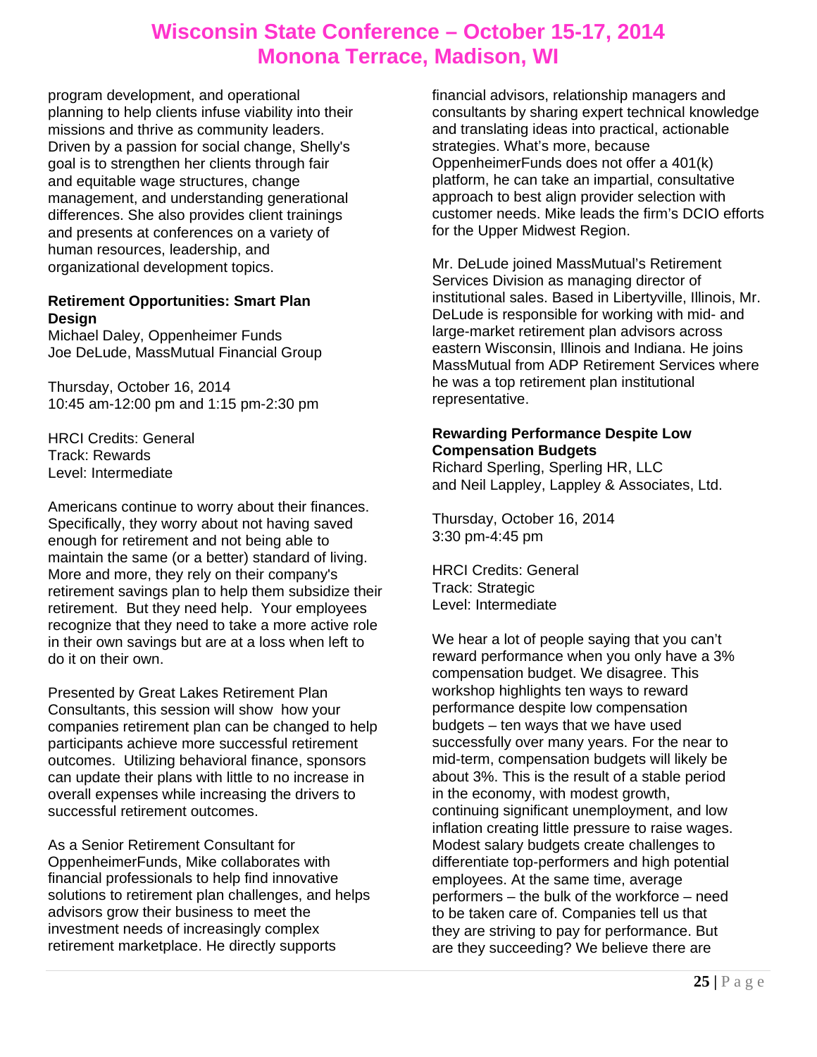program development, and operational planning to help clients infuse viability into their missions and thrive as community leaders. Driven by a passion for social change, Shelly's goal is to strengthen her clients through fair and equitable wage structures, change management, and understanding generational differences. She also provides client trainings and presents at conferences on a variety of human resources, leadership, and organizational development topics.

**Retirement Opportunities: Smart Plan Design**
Michael Daley, Oppenheimer Funds
Joe DeLude, MassMutual Financial Group

Thursday, October 16, 2014
10:45 am-12:00 pm and 1:15 pm-2:30 pm

HRCI Credits: General
Track: Rewards
Level: Intermediate

Americans continue to worry about their finances. Specifically, they worry about not having saved enough for retirement and not being able to maintain the same (or a better) standard of living. More and more, they rely on their company's retirement savings plan to help them subsidize their retirement. But they need help. Your employees recognize that they need to take a more active role in their own savings but are at a loss when left to do it on their own.

Presented by Great Lakes Retirement Plan Consultants, this session will show how your companies retirement plan can be changed to help participants achieve more successful retirement outcomes. Utilizing behavioral finance, sponsors can update their plans with little to no increase in overall expenses while increasing the drivers to successful retirement outcomes.

As a Senior Retirement Consultant for OppenheimerFunds, Mike collaborates with financial professionals to help find innovative solutions to retirement plan challenges, and helps advisors grow their business to meet the investment needs of increasingly complex retirement marketplace. He directly supports financial advisors, relationship managers and consultants by sharing expert technical knowledge and translating ideas into practical, actionable strategies. What's more, because OppenheimerFunds does not offer a 401(k) platform, he can take an impartial, consultative approach to best align provider selection with customer needs. Mike leads the firm's DCIO efforts for the Upper Midwest Region.

Mr. DeLude joined MassMutual's Retirement Services Division as managing director of institutional sales. Based in Libertyville, Illinois, Mr. DeLude is responsible for working with mid- and large-market retirement plan advisors across eastern Wisconsin, Illinois and Indiana. He joins MassMutual from ADP Retirement Services where he was a top retirement plan institutional representative.

**Rewarding Performance Despite Low Compensation Budgets**
Richard Sperling, Sperling HR, LLC
and Neil Lappley, Lappley & Associates, Ltd.

Thursday, October 16, 2014
3:30 pm-4:45 pm

HRCI Credits: General
Track: Strategic
Level: Intermediate

We hear a lot of people saying that you can't reward performance when you only have a 3% compensation budget. We disagree. This workshop highlights ten ways to reward performance despite low compensation budgets – ten ways that we have used successfully over many years. For the near to mid-term, compensation budgets will likely be about 3%. This is the result of a stable period in the economy, with modest growth, continuing significant unemployment, and low inflation creating little pressure to raise wages. Modest salary budgets create challenges to differentiate top-performers and high potential employees. At the same time, average performers – the bulk of the workforce – need to be taken care of. Companies tell us that they are striving to pay for performance. But are they succeeding? We believe there are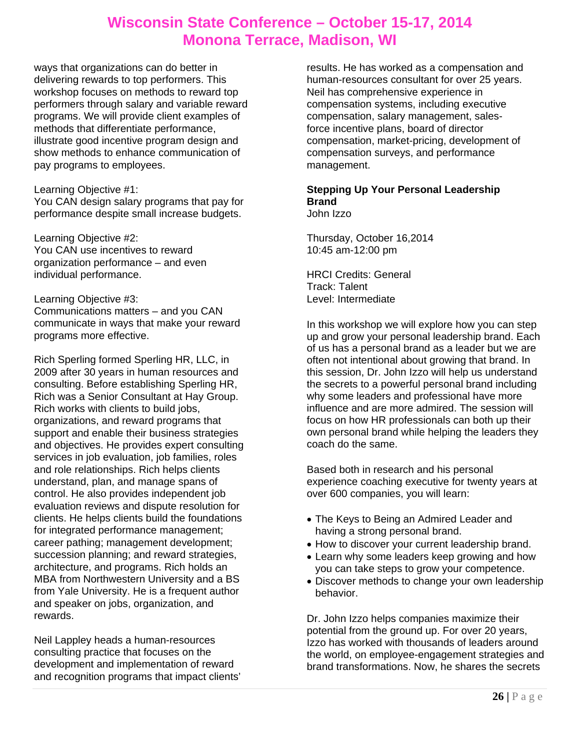ways that organizations can do better in delivering rewards to top performers. This workshop focuses on methods to reward top performers through salary and variable reward programs. We will provide client examples of methods that differentiate performance, illustrate good incentive program design and show methods to enhance communication of pay programs to employees.

Learning Objective #1:
You CAN design salary programs that pay for performance despite small increase budgets.

Learning Objective #2:
You CAN use incentives to reward organization performance – and even individual performance.

Learning Objective #3:
Communications matters – and you CAN communicate in ways that make your reward programs more effective.

Rich Sperling formed Sperling HR, LLC, in 2009 after 30 years in human resources and consulting. Before establishing Sperling HR, Rich was a Senior Consultant at Hay Group. Rich works with clients to build jobs, organizations, and reward programs that support and enable their business strategies and objectives. He provides expert consulting services in job evaluation, job families, roles and role relationships. Rich helps clients understand, plan, and manage spans of control. He also provides independent job evaluation reviews and dispute resolution for clients. He helps clients build the foundations for integrated performance management; career pathing; management development; succession planning; and reward strategies, architecture, and programs. Rich holds an MBA from Northwestern University and a BS from Yale University. He is a frequent author and speaker on jobs, organization, and rewards.

Neil Lappley heads a human-resources consulting practice that focuses on the development and implementation of reward and recognition programs that impact clients' results. He has worked as a compensation and human-resources consultant for over 25 years. Neil has comprehensive experience in compensation systems, including executive compensation, salary management, sales-force incentive plans, board of director compensation, market-pricing, development of compensation surveys, and performance management.

**Stepping Up Your Personal Leadership Brand**
John Izzo

Thursday, October 16,2014
10:45 am-12:00 pm

HRCI Credits: General
Track: Talent
Level: Intermediate

In this workshop we will explore how you can step up and grow your personal leadership brand. Each of us has a personal brand as a leader but we are often not intentional about growing that brand. In this session, Dr. John Izzo will help us understand the secrets to a powerful personal brand including why some leaders and professional have more influence and are more admired. The session will focus on how HR professionals can both up their own personal brand while helping the leaders they coach do the same.

Based both in research and his personal experience coaching executive for twenty years at over 600 companies, you will learn:

- The Keys to Being an Admired Leader and having a strong personal brand.
- How to discover your current leadership brand.
- Learn why some leaders keep growing and how you can take steps to grow your competence.
- Discover methods to change your own leadership behavior.

Dr. John Izzo helps companies maximize their potential from the ground up. For over 20 years, Izzo has worked with thousands of leaders around the world, on employee-engagement strategies and brand transformations. Now, he shares the secrets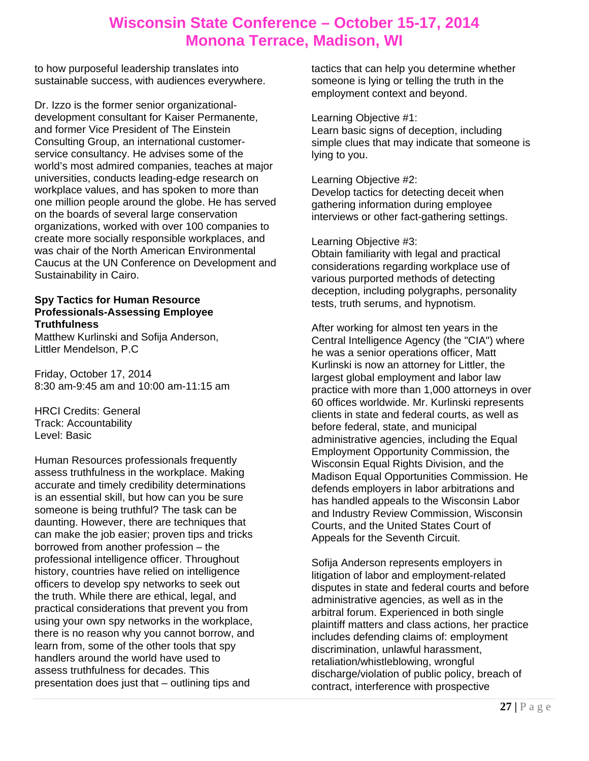to how purposeful leadership translates into sustainable success, with audiences everywhere.

Dr. Izzo is the former senior organizational-development consultant for Kaiser Permanente, and former Vice President of The Einstein Consulting Group, an international customer-service consultancy. He advises some of the world's most admired companies, teaches at major universities, conducts leading-edge research on workplace values, and has spoken to more than one million people around the globe. He has served on the boards of several large conservation organizations, worked with over 100 companies to create more socially responsible workplaces, and was chair of the North American Environmental Caucus at the UN Conference on Development and Sustainability in Cairo.

**Spy Tactics for Human Resource Professionals-Assessing Employee Truthfulness**
Matthew Kurlinski and Sofija Anderson, Littler Mendelson, P.C

Friday, October 17, 2014
8:30 am-9:45 am and 10:00 am-11:15 am

HRCI Credits: General
Track: Accountability
Level: Basic

Human Resources professionals frequently assess truthfulness in the workplace. Making accurate and timely credibility determinations is an essential skill, but how can you be sure someone is being truthful? The task can be daunting. However, there are techniques that can make the job easier; proven tips and tricks borrowed from another profession – the professional intelligence officer. Throughout history, countries have relied on intelligence officers to develop spy networks to seek out the truth. While there are ethical, legal, and practical considerations that prevent you from using your own spy networks in the workplace, there is no reason why you cannot borrow, and learn from, some of the other tools that spy handlers around the world have used to assess truthfulness for decades. This presentation does just that – outlining tips and tactics that can help you determine whether someone is lying or telling the truth in the employment context and beyond.

Learning Objective #1:
Learn basic signs of deception, including simple clues that may indicate that someone is lying to you.

Learning Objective #2:
Develop tactics for detecting deceit when gathering information during employee interviews or other fact-gathering settings.

Learning Objective #3:
Obtain familiarity with legal and practical considerations regarding workplace use of various purported methods of detecting deception, including polygraphs, personality tests, truth serums, and hypnotism.

After working for almost ten years in the Central Intelligence Agency (the "CIA") where he was a senior operations officer, Matt Kurlinski is now an attorney for Littler, the largest global employment and labor law practice with more than 1,000 attorneys in over 60 offices worldwide. Mr. Kurlinski represents clients in state and federal courts, as well as before federal, state, and municipal administrative agencies, including the Equal Employment Opportunity Commission, the Wisconsin Equal Rights Division, and the Madison Equal Opportunities Commission. He defends employers in labor arbitrations and has handled appeals to the Wisconsin Labor and Industry Review Commission, Wisconsin Courts, and the United States Court of Appeals for the Seventh Circuit.

Sofija Anderson represents employers in litigation of labor and employment-related disputes in state and federal courts and before administrative agencies, as well as in the arbitral forum. Experienced in both single plaintiff matters and class actions, her practice includes defending claims of: employment discrimination, unlawful harassment, retaliation/whistleblowing, wrongful discharge/violation of public policy, breach of contract, interference with prospective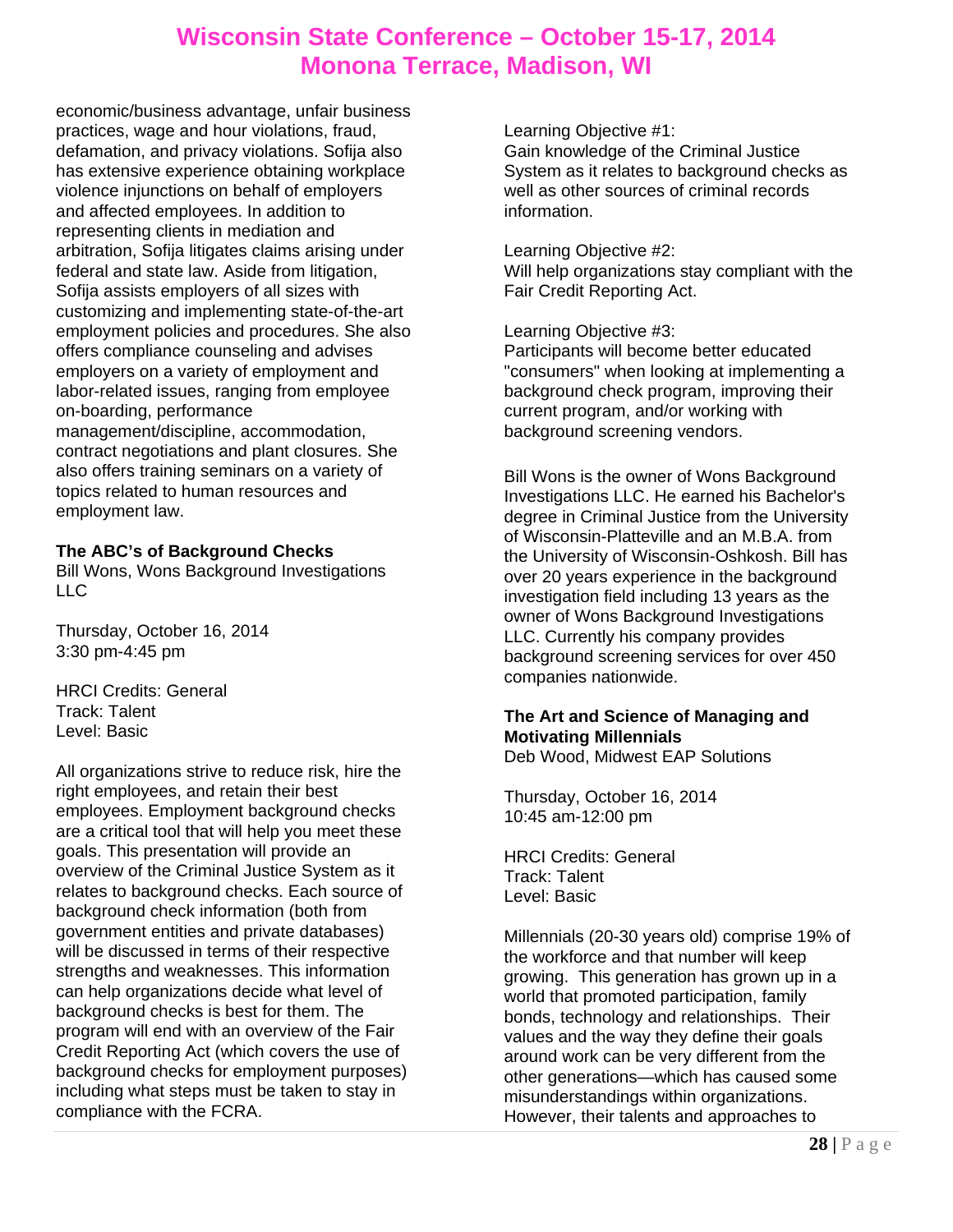economic/business advantage, unfair business practices, wage and hour violations, fraud, defamation, and privacy violations. Sofija also has extensive experience obtaining workplace violence injunctions on behalf of employers and affected employees. In addition to representing clients in mediation and arbitration, Sofija litigates claims arising under federal and state law. Aside from litigation, Sofija assists employers of all sizes with customizing and implementing state-of-the-art employment policies and procedures. She also offers compliance counseling and advises employers on a variety of employment and labor-related issues, ranging from employee on-boarding, performance management/discipline, accommodation, contract negotiations and plant closures. She also offers training seminars on a variety of topics related to human resources and employment law.

**The ABC's of Background Checks**
Bill Wons, Wons Background Investigations LLC

Thursday, October 16, 2014
3:30 pm-4:45 pm

HRCI Credits: General
Track: Talent
Level: Basic

All organizations strive to reduce risk, hire the right employees, and retain their best employees. Employment background checks are a critical tool that will help you meet these goals. This presentation will provide an overview of the Criminal Justice System as it relates to background checks. Each source of background check information (both from government entities and private databases) will be discussed in terms of their respective strengths and weaknesses. This information can help organizations decide what level of background checks is best for them. The program will end with an overview of the Fair Credit Reporting Act (which covers the use of background checks for employment purposes) including what steps must be taken to stay in compliance with the FCRA.

Learning Objective #1:
Gain knowledge of the Criminal Justice System as it relates to background checks as well as other sources of criminal records information.

Learning Objective #2:
Will help organizations stay compliant with the Fair Credit Reporting Act.

Learning Objective #3:
Participants will become better educated "consumers" when looking at implementing a background check program, improving their current program, and/or working with background screening vendors.

Bill Wons is the owner of Wons Background Investigations LLC. He earned his Bachelor's degree in Criminal Justice from the University of Wisconsin-Platteville and an M.B.A. from the University of Wisconsin-Oshkosh. Bill has over 20 years experience in the background investigation field including 13 years as the owner of Wons Background Investigations LLC. Currently his company provides background screening services for over 450 companies nationwide.

**The Art and Science of Managing and Motivating Millennials**
Deb Wood, Midwest EAP Solutions

Thursday, October 16, 2014
10:45 am-12:00 pm

HRCI Credits: General
Track: Talent
Level: Basic

Millennials (20-30 years old) comprise 19% of the workforce and that number will keep growing. This generation has grown up in a world that promoted participation, family bonds, technology and relationships. Their values and the way they define their goals around work can be very different from the other generations—which has caused some misunderstandings within organizations. However, their talents and approaches to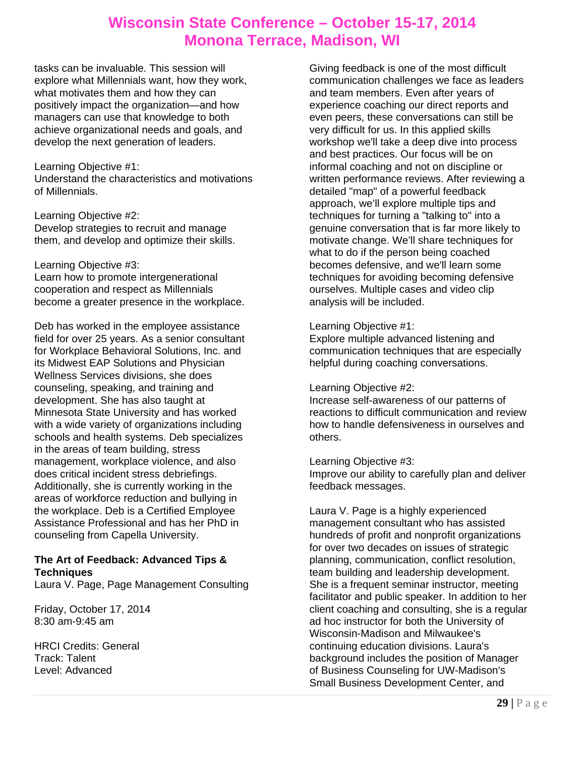tasks can be invaluable. This session will explore what Millennials want, how they work, what motivates them and how they can positively impact the organization—and how managers can use that knowledge to both achieve organizational needs and goals, and develop the next generation of leaders.

Learning Objective #1:
Understand the characteristics and motivations of Millennials.

Learning Objective #2:
Develop strategies to recruit and manage them, and develop and optimize their skills.

Learning Objective #3:
Learn how to promote intergenerational cooperation and respect as Millennials become a greater presence in the workplace.

Deb has worked in the employee assistance field for over 25 years. As a senior consultant for Workplace Behavioral Solutions, Inc. and its Midwest EAP Solutions and Physician Wellness Services divisions, she does counseling, speaking, and training and development. She has also taught at Minnesota State University and has worked with a wide variety of organizations including schools and health systems. Deb specializes in the areas of team building, stress management, workplace violence, and also does critical incident stress debriefings. Additionally, she is currently working in the areas of workforce reduction and bullying in the workplace. Deb is a Certified Employee Assistance Professional and has her PhD in counseling from Capella University.

**The Art of Feedback: Advanced Tips & Techniques**
Laura V. Page, Page Management Consulting

Friday, October 17, 2014
8:30 am-9:45 am

HRCI Credits: General
Track: Talent
Level: Advanced

Giving feedback is one of the most difficult communication challenges we face as leaders and team members. Even after years of experience coaching our direct reports and even peers, these conversations can still be very difficult for us. In this applied skills workshop we'll take a deep dive into process and best practices. Our focus will be on informal coaching and not on discipline or written performance reviews. After reviewing a detailed "map" of a powerful feedback approach, we'll explore multiple tips and techniques for turning a "talking to" into a genuine conversation that is far more likely to motivate change. We'll share techniques for what to do if the person being coached becomes defensive, and we'll learn some techniques for avoiding becoming defensive ourselves. Multiple cases and video clip analysis will be included.

Learning Objective #1:
Explore multiple advanced listening and communication techniques that are especially helpful during coaching conversations.

Learning Objective #2:
Increase self-awareness of our patterns of reactions to difficult communication and review how to handle defensiveness in ourselves and others.

Learning Objective #3:
Improve our ability to carefully plan and deliver feedback messages.

Laura V. Page is a highly experienced management consultant who has assisted hundreds of profit and nonprofit organizations for over two decades on issues of strategic planning, communication, conflict resolution, team building and leadership development. She is a frequent seminar instructor, meeting facilitator and public speaker. In addition to her client coaching and consulting, she is a regular ad hoc instructor for both the University of Wisconsin-Madison and Milwaukee's continuing education divisions. Laura's background includes the position of Manager of Business Counseling for UW-Madison's Small Business Development Center, and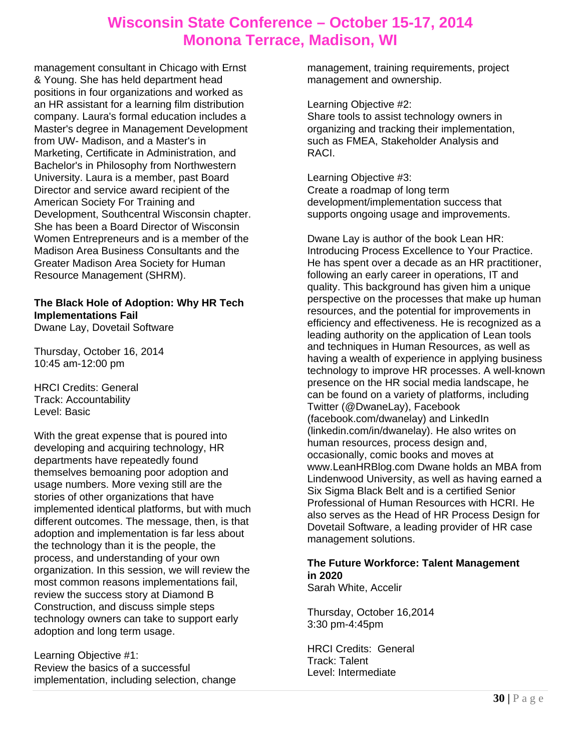management consultant in Chicago with Ernst & Young. She has held department head positions in four organizations and worked as an HR assistant for a learning film distribution company. Laura's formal education includes a Master's degree in Management Development from UW- Madison, and a Master's in Marketing, Certificate in Administration, and Bachelor's in Philosophy from Northwestern University. Laura is a member, past Board Director and service award recipient of the American Society For Training and Development, Southcentral Wisconsin chapter. She has been a Board Director of Wisconsin Women Entrepreneurs and is a member of the Madison Area Business Consultants and the Greater Madison Area Society for Human Resource Management (SHRM).

**The Black Hole of Adoption: Why HR Tech Implementations Fail**
Dwane Lay, Dovetail Software

Thursday, October 16, 2014
10:45 am-12:00 pm

HRCI Credits: General
Track: Accountability
Level: Basic

With the great expense that is poured into developing and acquiring technology, HR departments have repeatedly found themselves bemoaning poor adoption and usage numbers. More vexing still are the stories of other organizations that have implemented identical platforms, but with much different outcomes. The message, then, is that adoption and implementation is far less about the technology than it is the people, the process, and understanding of your own organization. In this session, we will review the most common reasons implementations fail, review the success story at Diamond B Construction, and discuss simple steps technology owners can take to support early adoption and long term usage.

Learning Objective #1:
Review the basics of a successful implementation, including selection, change management, training requirements, project management and ownership.

Learning Objective #2:
Share tools to assist technology owners in organizing and tracking their implementation, such as FMEA, Stakeholder Analysis and RACI.

Learning Objective #3:
Create a roadmap of long term development/implementation success that supports ongoing usage and improvements.

Dwane Lay is author of the book Lean HR: Introducing Process Excellence to Your Practice. He has spent over a decade as an HR practitioner, following an early career in operations, IT and quality. This background has given him a unique perspective on the processes that make up human resources, and the potential for improvements in efficiency and effectiveness. He is recognized as a leading authority on the application of Lean tools and techniques in Human Resources, as well as having a wealth of experience in applying business technology to improve HR processes. A well-known presence on the HR social media landscape, he can be found on a variety of platforms, including Twitter (@DwaneLay), Facebook (facebook.com/dwanelay) and LinkedIn (linkedin.com/in/dwanelay). He also writes on human resources, process design and, occasionally, comic books and moves at www.LeanHRBlog.com Dwane holds an MBA from Lindenwood University, as well as having earned a Six Sigma Black Belt and is a certified Senior Professional of Human Resources with HCRI. He also serves as the Head of HR Process Design for Dovetail Software, a leading provider of HR case management solutions.

**The Future Workforce: Talent Management in 2020**
Sarah White, Accelir

Thursday, October 16,2014
3:30 pm-4:45pm

HRCI Credits: General
Track: Talent
Level: Intermediate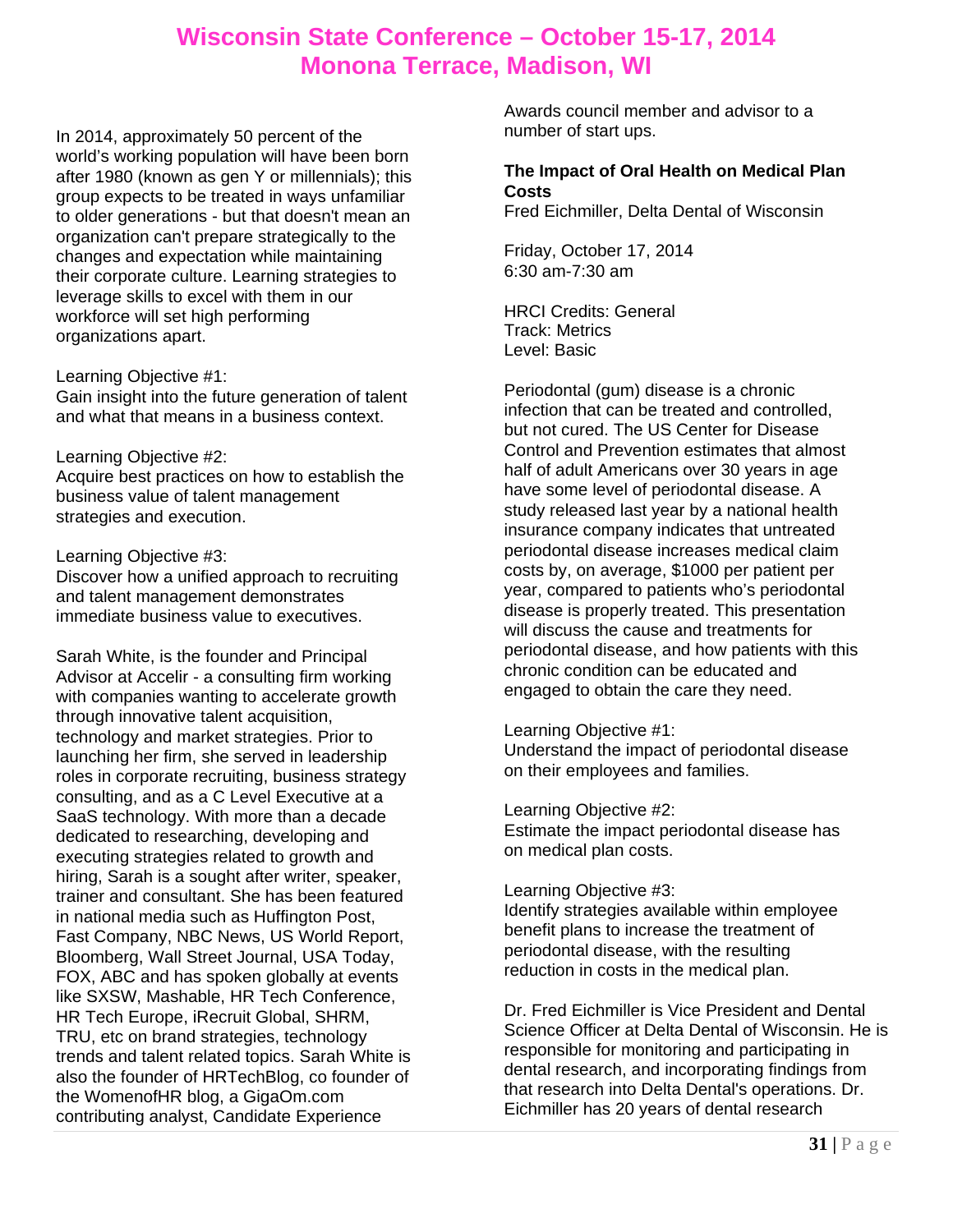In 2014, approximately 50 percent of the world's working population will have been born after 1980 (known as gen Y or millennials); this group expects to be treated in ways unfamiliar to older generations - but that doesn't mean an organization can't prepare strategically to the changes and expectation while maintaining their corporate culture. Learning strategies to leverage skills to excel with them in our workforce will set high performing organizations apart.

Learning Objective #1:
Gain insight into the future generation of talent and what that means in a business context.

Learning Objective #2:
Acquire best practices on how to establish the business value of talent management strategies and execution.

Learning Objective #3:
Discover how a unified approach to recruiting and talent management demonstrates immediate business value to executives.

Sarah White, is the founder and Principal Advisor at Accelir - a consulting firm working with companies wanting to accelerate growth through innovative talent acquisition, technology and market strategies. Prior to launching her firm, she served in leadership roles in corporate recruiting, business strategy consulting, and as a C Level Executive at a SaaS technology. With more than a decade dedicated to researching, developing and executing strategies related to growth and hiring, Sarah is a sought after writer, speaker, trainer and consultant. She has been featured in national media such as Huffington Post, Fast Company, NBC News, US World Report, Bloomberg, Wall Street Journal, USA Today, FOX, ABC and has spoken globally at events like SXSW, Mashable, HR Tech Conference, HR Tech Europe, iRecruit Global, SHRM, TRU, etc on brand strategies, technology trends and talent related topics. Sarah White is also the founder of HRTechBlog, co founder of the WomenofHR blog, a GigaOm.com contributing analyst, Candidate Experience Awards council member and advisor to a number of start ups.

**The Impact of Oral Health on Medical Plan Costs**
Fred Eichmiller, Delta Dental of Wisconsin

Friday, October 17, 2014
6:30 am-7:30 am

HRCI Credits: General
Track: Metrics
Level: Basic

Periodontal (gum) disease is a chronic infection that can be treated and controlled, but not cured. The US Center for Disease Control and Prevention estimates that almost half of adult Americans over 30 years in age have some level of periodontal disease. A study released last year by a national health insurance company indicates that untreated periodontal disease increases medical claim costs by, on average, $1000 per patient per year, compared to patients who's periodontal disease is properly treated. This presentation will discuss the cause and treatments for periodontal disease, and how patients with this chronic condition can be educated and engaged to obtain the care they need.

Learning Objective #1:
Understand the impact of periodontal disease on their employees and families.

Learning Objective #2:
Estimate the impact periodontal disease has on medical plan costs.

Learning Objective #3:
Identify strategies available within employee benefit plans to increase the treatment of periodontal disease, with the resulting reduction in costs in the medical plan.

Dr. Fred Eichmiller is Vice President and Dental Science Officer at Delta Dental of Wisconsin. He is responsible for monitoring and participating in dental research, and incorporating findings from that research into Delta Dental's operations. Dr. Eichmiller has 20 years of dental research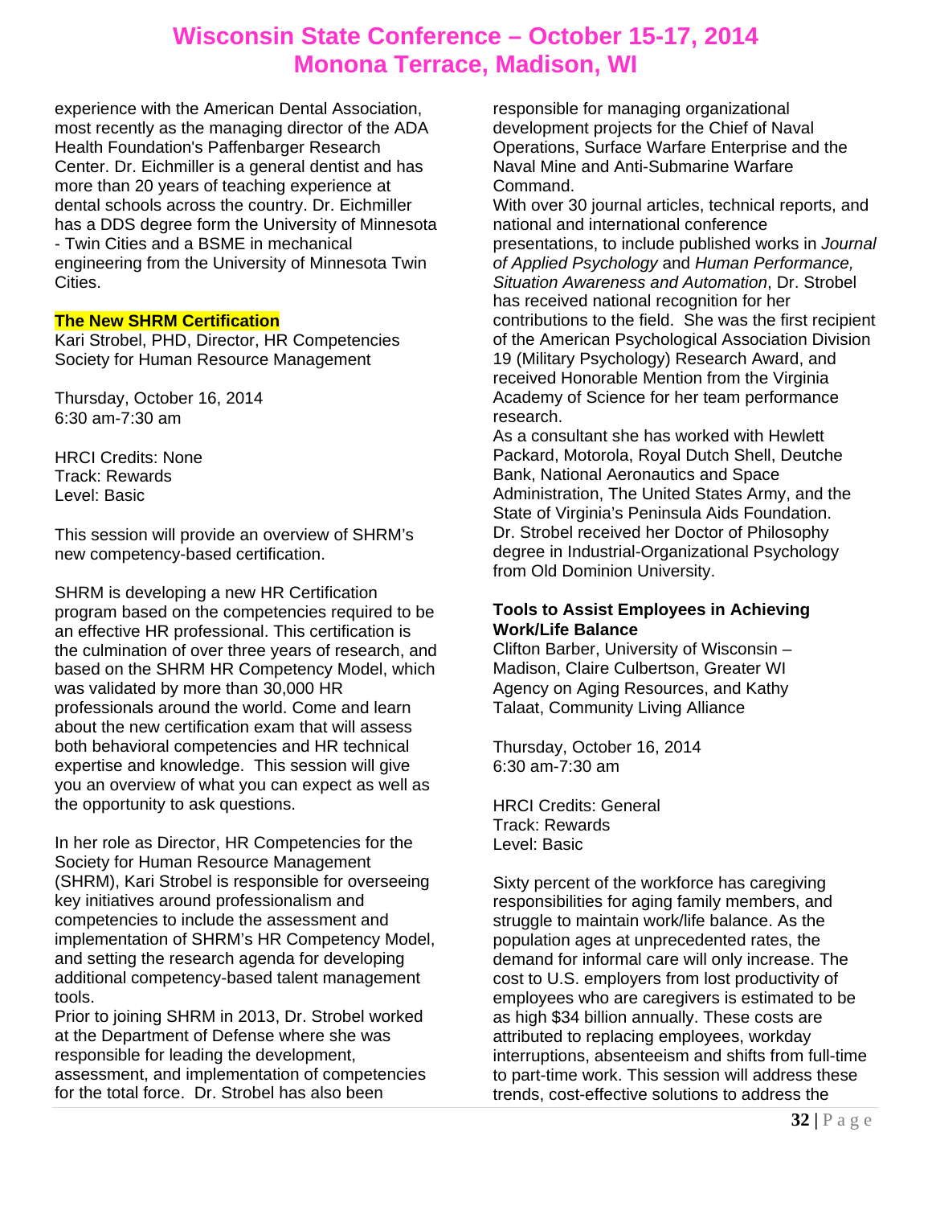experience with the American Dental Association, most recently as the managing director of the ADA Health Foundation's Paffenbarger Research Center. Dr. Eichmiller is a general dentist and has more than 20 years of teaching experience at dental schools across the country. Dr. Eichmiller has a DDS degree form the University of Minnesota - Twin Cities and a BSME in mechanical engineering from the University of Minnesota Twin Cities.

**The New SHRM Certification**

Kari Strobel, PHD, Director, HR Competencies Society for Human Resource Management

Thursday, October 16, 2014
6:30 am-7:30 am

HRCI Credits: None
Track: Rewards
Level: Basic

This session will provide an overview of SHRM's new competency-based certification.

SHRM is developing a new HR Certification program based on the competencies required to be an effective HR professional. This certification is the culmination of over three years of research, and based on the SHRM HR Competency Model, which was validated by more than 30,000 HR professionals around the world. Come and learn about the new certification exam that will assess both behavioral competencies and HR technical expertise and knowledge. This session will give you an overview of what you can expect as well as the opportunity to ask questions.

In her role as Director, HR Competencies for the Society for Human Resource Management (SHRM), Kari Strobel is responsible for overseeing key initiatives around professionalism and competencies to include the assessment and implementation of SHRM's HR Competency Model, and setting the research agenda for developing additional competency-based talent management tools.

Prior to joining SHRM in 2013, Dr. Strobel worked at the Department of Defense where she was responsible for leading the development, assessment, and implementation of competencies for the total force. Dr. Strobel has also been responsible for managing organizational development projects for the Chief of Naval Operations, Surface Warfare Enterprise and the Naval Mine and Anti-Submarine Warfare Command.

With over 30 journal articles, technical reports, and national and international conference presentations, to include published works in *Journal of Applied Psychology* and *Human Performance, Situation Awareness and Automation*, Dr. Strobel has received national recognition for her contributions to the field. She was the first recipient of the American Psychological Association Division 19 (Military Psychology) Research Award, and received Honorable Mention from the Virginia Academy of Science for her team performance research.

As a consultant she has worked with Hewlett Packard, Motorola, Royal Dutch Shell, Deutche Bank, National Aeronautics and Space Administration, The United States Army, and the State of Virginia's Peninsula Aids Foundation.

Dr. Strobel received her Doctor of Philosophy degree in Industrial-Organizational Psychology from Old Dominion University.

**Tools to Assist Employees in Achieving Work/Life Balance**

Clifton Barber, University of Wisconsin – Madison, Claire Culbertson, Greater WI Agency on Aging Resources, and Kathy Talaat, Community Living Alliance

Thursday, October 16, 2014
6:30 am-7:30 am

HRCI Credits: General
Track: Rewards
Level: Basic

Sixty percent of the workforce has caregiving responsibilities for aging family members, and struggle to maintain work/life balance. As the population ages at unprecedented rates, the demand for informal care will only increase. The cost to U.S. employers from lost productivity of employees who are caregivers is estimated to be as high $34 billion annually. These costs are attributed to replacing employees, workday interruptions, absenteeism and shifts from full-time to part-time work. This session will address these trends, cost-effective solutions to address the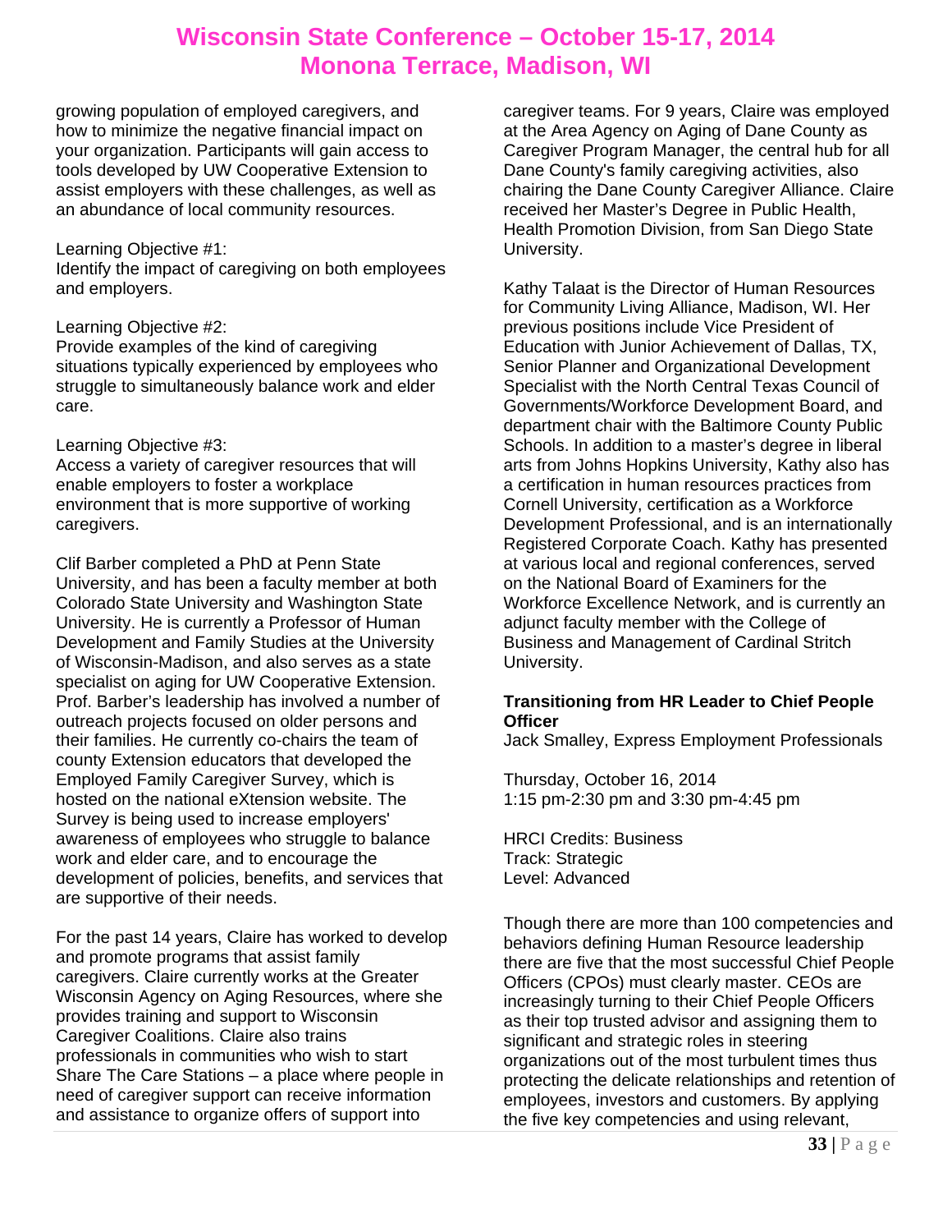growing population of employed caregivers, and how to minimize the negative financial impact on your organization. Participants will gain access to tools developed by UW Cooperative Extension to assist employers with these challenges, as well as an abundance of local community resources.

Learning Objective #1:
Identify the impact of caregiving on both employees and employers.

Learning Objective #2:
Provide examples of the kind of caregiving situations typically experienced by employees who struggle to simultaneously balance work and elder care.

Learning Objective #3:
Access a variety of caregiver resources that will enable employers to foster a workplace environment that is more supportive of working caregivers.

Clif Barber completed a PhD at Penn State University, and has been a faculty member at both Colorado State University and Washington State University. He is currently a Professor of Human Development and Family Studies at the University of Wisconsin-Madison, and also serves as a state specialist on aging for UW Cooperative Extension. Prof. Barber's leadership has involved a number of outreach projects focused on older persons and their families. He currently co-chairs the team of county Extension educators that developed the Employed Family Caregiver Survey, which is hosted on the national eXtension website. The Survey is being used to increase employers' awareness of employees who struggle to balance work and elder care, and to encourage the development of policies, benefits, and services that are supportive of their needs.

For the past 14 years, Claire has worked to develop and promote programs that assist family caregivers. Claire currently works at the Greater Wisconsin Agency on Aging Resources, where she provides training and support to Wisconsin Caregiver Coalitions. Claire also trains professionals in communities who wish to start Share The Care Stations – a place where people in need of caregiver support can receive information and assistance to organize offers of support into caregiver teams. For 9 years, Claire was employed at the Area Agency on Aging of Dane County as Caregiver Program Manager, the central hub for all Dane County's family caregiving activities, also chairing the Dane County Caregiver Alliance. Claire received her Master's Degree in Public Health, Health Promotion Division, from San Diego State University.

Kathy Talaat is the Director of Human Resources for Community Living Alliance, Madison, WI. Her previous positions include Vice President of Education with Junior Achievement of Dallas, TX, Senior Planner and Organizational Development Specialist with the North Central Texas Council of Governments/Workforce Development Board, and department chair with the Baltimore County Public Schools. In addition to a master's degree in liberal arts from Johns Hopkins University, Kathy also has a certification in human resources practices from Cornell University, certification as a Workforce Development Professional, and is an internationally Registered Corporate Coach. Kathy has presented at various local and regional conferences, served on the National Board of Examiners for the Workforce Excellence Network, and is currently an adjunct faculty member with the College of Business and Management of Cardinal Stritch University.

**Transitioning from HR Leader to Chief People Officer**
Jack Smalley, Express Employment Professionals

Thursday, October 16, 2014
1:15 pm-2:30 pm and 3:30 pm-4:45 pm

HRCI Credits: Business
Track: Strategic
Level: Advanced

Though there are more than 100 competencies and behaviors defining Human Resource leadership there are five that the most successful Chief People Officers (CPOs) must clearly master. CEOs are increasingly turning to their Chief People Officers as their top trusted advisor and assigning them to significant and strategic roles in steering organizations out of the most turbulent times thus protecting the delicate relationships and retention of employees, investors and customers. By applying the five key competencies and using relevant,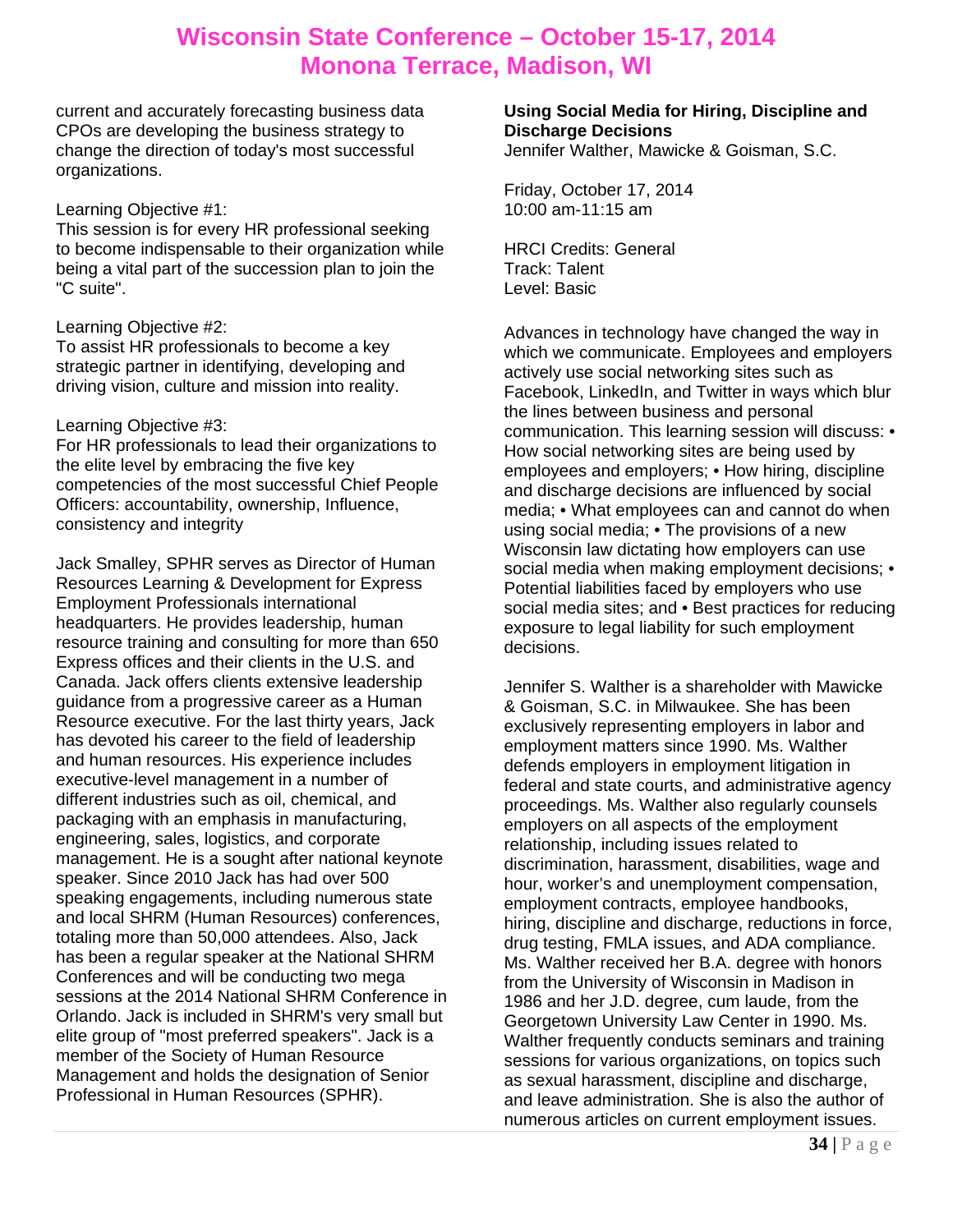current and accurately forecasting business data CPOs are developing the business strategy to change the direction of today's most successful organizations.

Learning Objective #1:
This session is for every HR professional seeking to become indispensable to their organization while being a vital part of the succession plan to join the "C suite".

Learning Objective #2:
To assist HR professionals to become a key strategic partner in identifying, developing and driving vision, culture and mission into reality.

Learning Objective #3:
For HR professionals to lead their organizations to the elite level by embracing the five key competencies of the most successful Chief People Officers: accountability, ownership, Influence, consistency and integrity

Jack Smalley, SPHR serves as Director of Human Resources Learning & Development for Express Employment Professionals international headquarters. He provides leadership, human resource training and consulting for more than 650 Express offices and their clients in the U.S. and Canada. Jack offers clients extensive leadership guidance from a progressive career as a Human Resource executive. For the last thirty years, Jack has devoted his career to the field of leadership and human resources. His experience includes executive-level management in a number of different industries such as oil, chemical, and packaging with an emphasis in manufacturing, engineering, sales, logistics, and corporate management. He is a sought after national keynote speaker. Since 2010 Jack has had over 500 speaking engagements, including numerous state and local SHRM (Human Resources) conferences, totaling more than 50,000 attendees. Also, Jack has been a regular speaker at the National SHRM Conferences and will be conducting two mega sessions at the 2014 National SHRM Conference in Orlando. Jack is included in SHRM's very small but elite group of "most preferred speakers". Jack is a member of the Society of Human Resource Management and holds the designation of Senior Professional in Human Resources (SPHR).

**Using Social Media for Hiring, Discipline and Discharge Decisions**
Jennifer Walther, Mawicke & Goisman, S.C.

Friday, October 17, 2014
10:00 am-11:15 am

HRCI Credits: General
Track: Talent
Level: Basic

Advances in technology have changed the way in which we communicate. Employees and employers actively use social networking sites such as Facebook, LinkedIn, and Twitter in ways which blur the lines between business and personal communication. This learning session will discuss: • How social networking sites are being used by employees and employers; • How hiring, discipline and discharge decisions are influenced by social media; • What employees can and cannot do when using social media; • The provisions of a new Wisconsin law dictating how employers can use social media when making employment decisions; • Potential liabilities faced by employers who use social media sites; and • Best practices for reducing exposure to legal liability for such employment decisions.

Jennifer S. Walther is a shareholder with Mawicke & Goisman, S.C. in Milwaukee. She has been exclusively representing employers in labor and employment matters since 1990. Ms. Walther defends employers in employment litigation in federal and state courts, and administrative agency proceedings. Ms. Walther also regularly counsels employers on all aspects of the employment relationship, including issues related to discrimination, harassment, disabilities, wage and hour, worker's and unemployment compensation, employment contracts, employee handbooks, hiring, discipline and discharge, reductions in force, drug testing, FMLA issues, and ADA compliance. Ms. Walther received her B.A. degree with honors from the University of Wisconsin in Madison in 1986 and her J.D. degree, cum laude, from the Georgetown University Law Center in 1990. Ms. Walther frequently conducts seminars and training sessions for various organizations, on topics such as sexual harassment, discipline and discharge, and leave administration. She is also the author of numerous articles on current employment issues.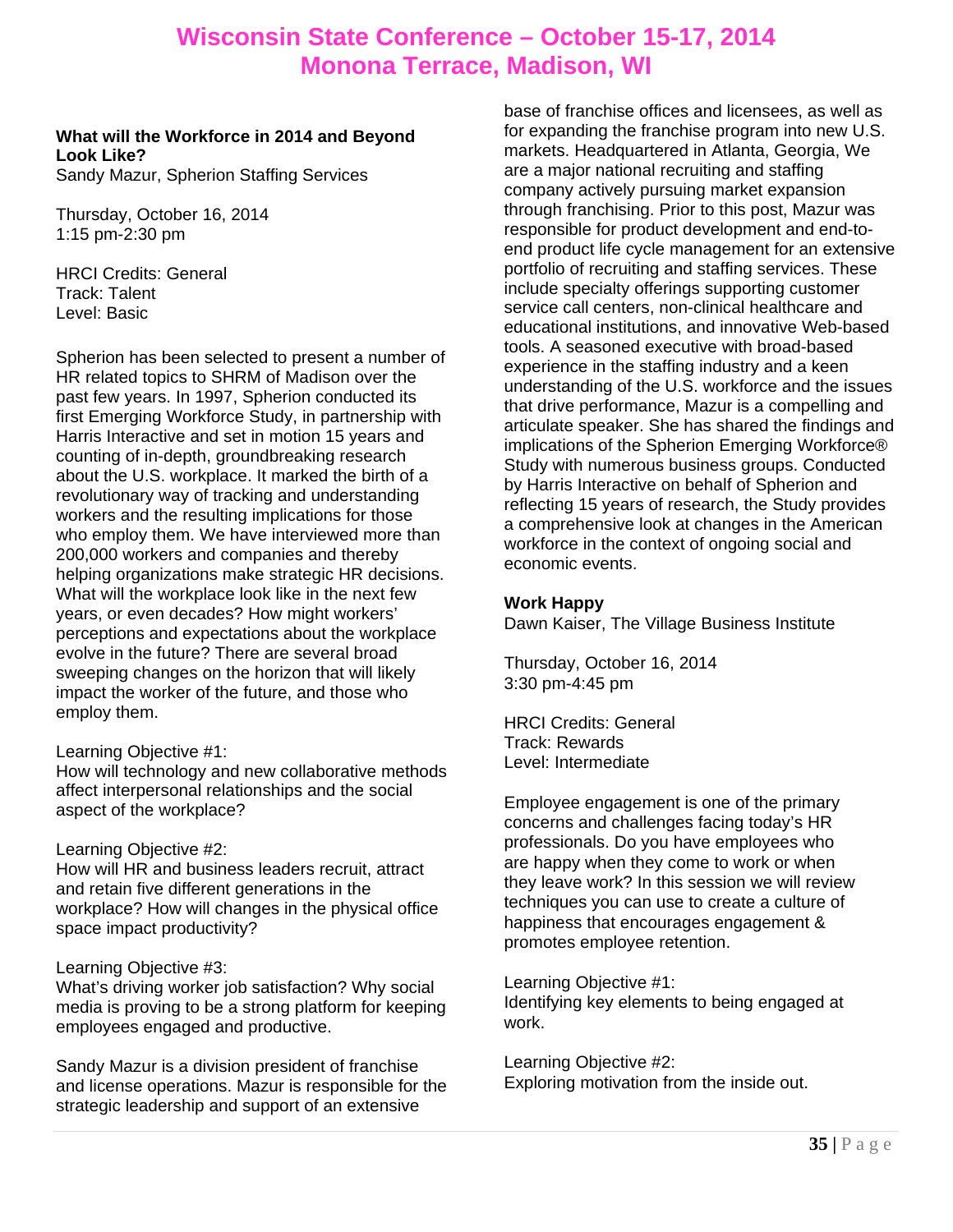### What will the Workforce in 2014 and Beyond Look Like?

Sandy Mazur, Spherion Staffing Services

Thursday, October 16, 2014
1:15 pm-2:30 pm

HRCI Credits: General
Track: Talent
Level: Basic

Spherion has been selected to present a number of HR related topics to SHRM of Madison over the past few years. In 1997, Spherion conducted its first Emerging Workforce Study, in partnership with Harris Interactive and set in motion 15 years and counting of in-depth, groundbreaking research about the U.S. workplace. It marked the birth of a revolutionary way of tracking and understanding workers and the resulting implications for those who employ them. We have interviewed more than 200,000 workers and companies and thereby helping organizations make strategic HR decisions. What will the workplace look like in the next few years, or even decades? How might workers' perceptions and expectations about the workplace evolve in the future? There are several broad sweeping changes on the horizon that will likely impact the worker of the future, and those who employ them.

Learning Objective #1:
How will technology and new collaborative methods affect interpersonal relationships and the social aspect of the workplace?

Learning Objective #2:
How will HR and business leaders recruit, attract and retain five different generations in the workplace? How will changes in the physical office space impact productivity?

Learning Objective #3:
What's driving worker job satisfaction? Why social media is proving to be a strong platform for keeping employees engaged and productive.

Sandy Mazur is a division president of franchise and license operations. Mazur is responsible for the strategic leadership and support of an extensive base of franchise offices and licensees, as well as for expanding the franchise program into new U.S. markets. Headquartered in Atlanta, Georgia, We are a major national recruiting and staffing company actively pursuing market expansion through franchising. Prior to this post, Mazur was responsible for product development and end-to-end product life cycle management for an extensive portfolio of recruiting and staffing services. These include specialty offerings supporting customer service call centers, non-clinical healthcare and educational institutions, and innovative Web-based tools. A seasoned executive with broad-based experience in the staffing industry and a keen understanding of the U.S. workforce and the issues that drive performance, Mazur is a compelling and articulate speaker. She has shared the findings and implications of the Spherion Emerging Workforce® Study with numerous business groups. Conducted by Harris Interactive on behalf of Spherion and reflecting 15 years of research, the Study provides a comprehensive look at changes in the American workforce in the context of ongoing social and economic events.

### Work Happy

Dawn Kaiser, The Village Business Institute

Thursday, October 16, 2014
3:30 pm-4:45 pm

HRCI Credits: General
Track: Rewards
Level: Intermediate

Employee engagement is one of the primary concerns and challenges facing today's HR professionals. Do you have employees who are happy when they come to work or when they leave work? In this session we will review techniques you can use to create a culture of happiness that encourages engagement & promotes employee retention.

Learning Objective #1:
Identifying key elements to being engaged at work.

Learning Objective #2:
Exploring motivation from the inside out.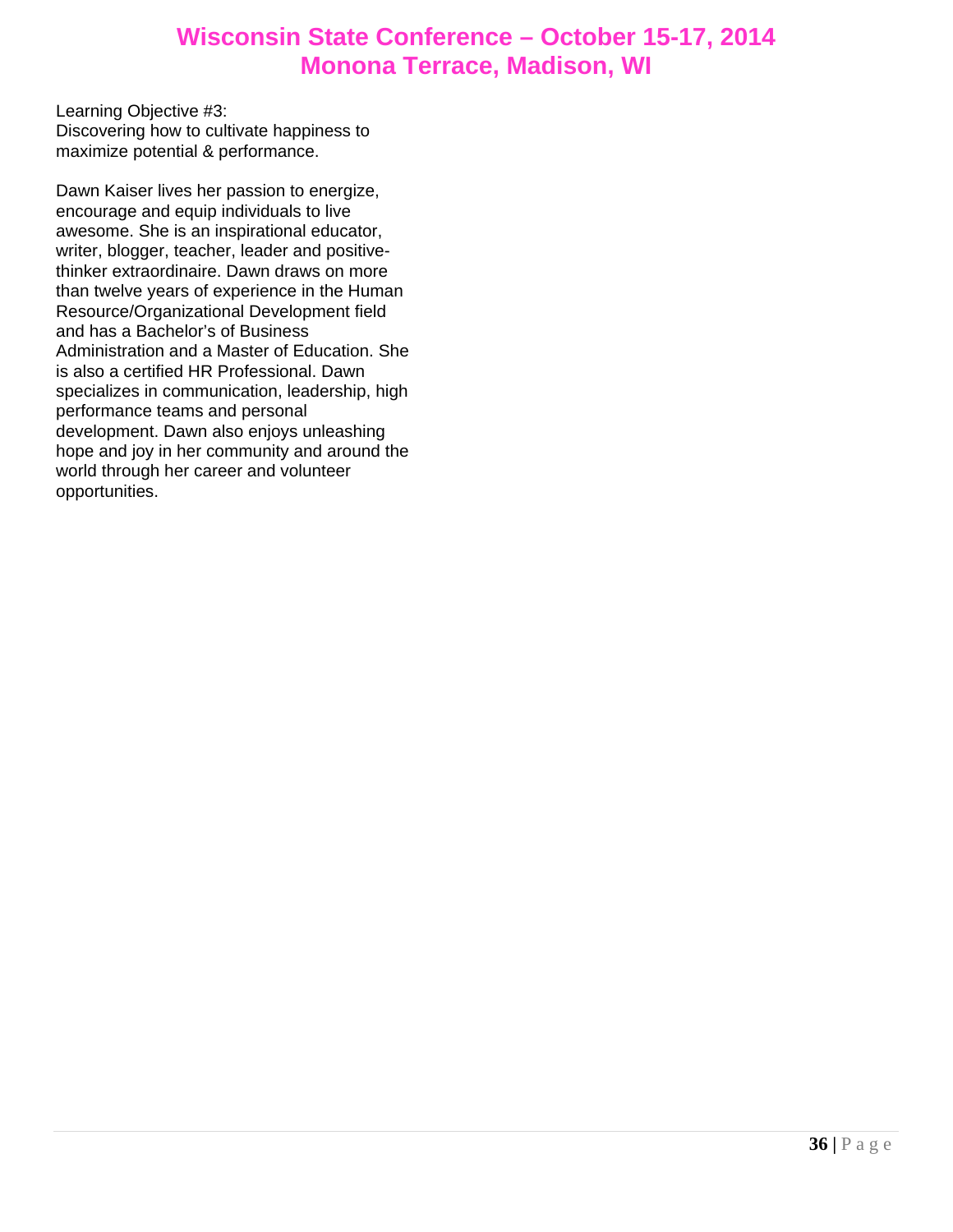Learning Objective #3:
Discovering how to cultivate happiness to maximize potential & performance.

Dawn Kaiser lives her passion to energize, encourage and equip individuals to live awesome. She is an inspirational educator, writer, blogger, teacher, leader and positive-thinker extraordinaire. Dawn draws on more than twelve years of experience in the Human Resource/Organizational Development field and has a Bachelor's of Business Administration and a Master of Education. She is also a certified HR Professional. Dawn specializes in communication, leadership, high performance teams and personal development. Dawn also enjoys unleashing hope and joy in her community and around the world through her career and volunteer opportunities.